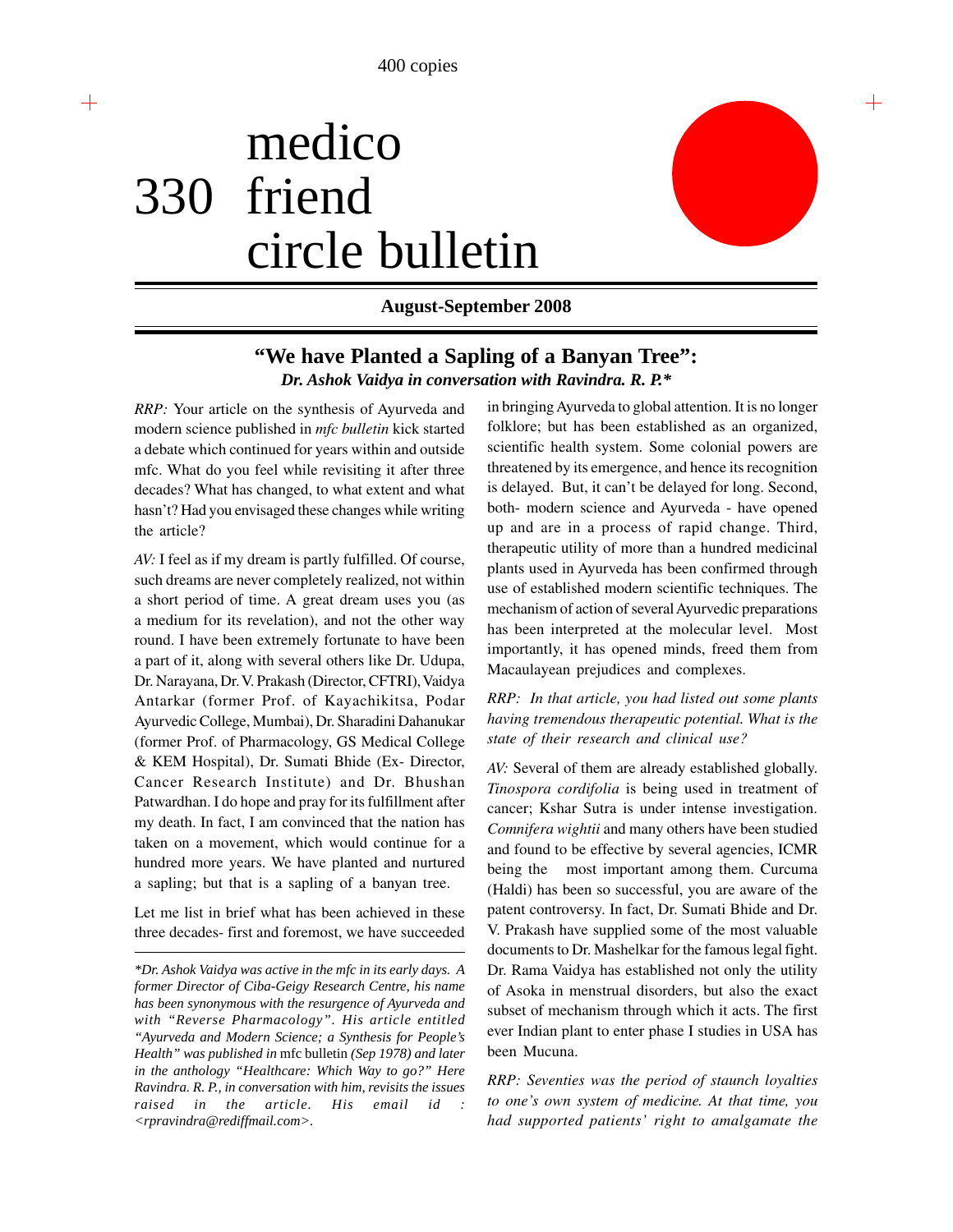400 copies

# medico friend circle bulletin

330

**August-September 2008**

## "We have Planted a Sapling of a Banyan Tree":

***Dr. Ashok Vaidya in conversation with Ravindra. R. P.****

*RRP:* Your article on the synthesis of Ayurveda and modern science published in *mfc bulletin* kick started a debate which continued for years within and outside mfc. What do you feel while revisiting it after three decades? What has changed, to what extent and what hasn't? Had you envisaged these changes while writing the article?

*AV:* I feel as if my dream is partly fulfilled. Of course, such dreams are never completely realized, not within a short period of time. A great dream uses you (as a medium for its revelation), and not the other way round. I have been extremely fortunate to have been a part of it, along with several others like Dr. Udupa, Dr. Narayana, Dr. V. Prakash (Director, CFTRI), Vaidya Antarkar (former Prof. of Kayachikitsa, Podar Ayurvedic College, Mumbai), Dr. Sharadini Dahanukar (former Prof. of Pharmacology, GS Medical College & KEM Hospital), Dr. Sumati Bhide (Ex- Director, Cancer Research Institute) and Dr. Bhushan Patwardhan. I do hope and pray for its fulfillment after my death. In fact, I am convinced that the nation has taken on a movement, which would continue for a hundred more years. We have planted and nurtured a sapling; but that is a sapling of a banyan tree.

Let me list in brief what has been achieved in these three decades- first and foremost, we have succeeded in bringing Ayurveda to global attention. It is no longer folklore; but has been established as an organized, scientific health system. Some colonial powers are threatened by its emergence, and hence its recognition is delayed. But, it can't be delayed for long. Second, both- modern science and Ayurveda - have opened up and are in a process of rapid change. Third, therapeutic utility of more than a hundred medicinal plants used in Ayurveda has been confirmed through use of established modern scientific techniques. The mechanism of action of several Ayurvedic preparations has been interpreted at the molecular level. Most importantly, it has opened minds, freed them from Macaulayean prejudices and complexes.

*RRP: In that article, you had listed out some plants having tremendous therapeutic potential. What is the state of their research and clinical use?*

*AV:* Several of them are already established globally. *Tinospora cordifolia* is being used in treatment of cancer; Kshar Sutra is under intense investigation. *Comnifera wightii* and many others have been studied and found to be effective by several agencies, ICMR being the most important among them. Curcuma (Haldi) has been so successful, you are aware of the patent controversy. In fact, Dr. Sumati Bhide and Dr. V. Prakash have supplied some of the most valuable documents to Dr. Mashelkar for the famous legal fight. Dr. Rama Vaidya has established not only the utility of Asoka in menstrual disorders, but also the exact subset of mechanism through which it acts. The first ever Indian plant to enter phase I studies in USA has been Mucuna.

*RRP: Seventies was the period of staunch loyalties to one's own system of medicine. At that time, you had supported patients' right to amalgamate the*

---

**Dr. Ashok Vaidya was active in the mfc in its early days. A former Director of Ciba-Geigy Research Centre, his name has been synonymous with the resurgence of Ayurveda and with "Reverse Pharmacology". His article entitled "Ayurveda and Modern Science; a Synthesis for People's Health" was published in* mfc bulletin *(Sep 1978) and later in the anthology "Healthcare: Which Way to go?" Here Ravindra. R. P., in conversation with him, revisits the issues raised in the article. His email id : <rpravindra@rediffmail.com>.*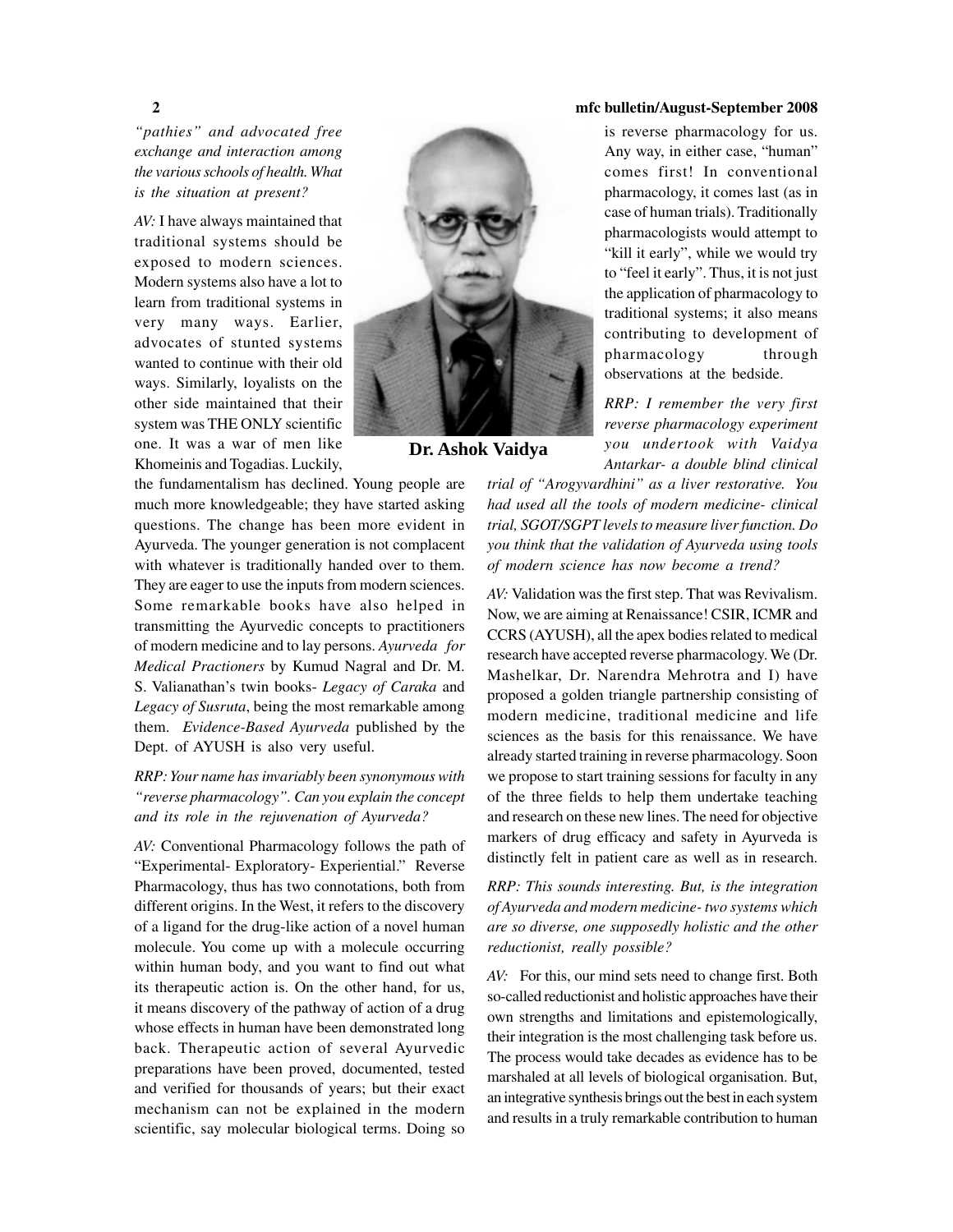*"pathies" and advocated free exchange and interaction among the various schools of health. What is the situation at present?*

*AV:* I have always maintained that traditional systems should be exposed to modern sciences. Modern systems also have a lot to learn from traditional systems in very many ways. Earlier, advocates of stunted systems wanted to continue with their old ways. Similarly, loyalists on the other side maintained that their system was THE ONLY scientific one. It was a war of men like Khomeinis and Togadias. Luckily, the fundamentalism has declined. Young people are much more knowledgeable; they have started asking questions. The change has been more evident in Ayurveda. The younger generation is not complacent with whatever is traditionally handed over to them. They are eager to use the inputs from modern sciences. Some remarkable books have also helped in transmitting the Ayurvedic concepts to practitioners of modern medicine and to lay persons. *Ayurveda for Medical Practioners* by Kumud Nagral and Dr. M. S. Valianathan's twin books- *Legacy of Caraka* and *Legacy of Susruta*, being the most remarkable among them. *Evidence-Based Ayurveda* published by the Dept. of AYUSH is also very useful.

**Dr. Ashok Vaidya**

*RRP: Your name has invariably been synonymous with "reverse pharmacology". Can you explain the concept and its role in the rejuvenation of Ayurveda?*

*AV:* Conventional Pharmacology follows the path of "Experimental- Exploratory- Experiential." Reverse Pharmacology, thus has two connotations, both from different origins. In the West, it refers to the discovery of a ligand for the drug-like action of a novel human molecule. You come up with a molecule occurring within human body, and you want to find out what its therapeutic action is. On the other hand, for us, it means discovery of the pathway of action of a drug whose effects in human have been demonstrated long back. Therapeutic action of several Ayurvedic preparations have been proved, documented, tested and verified for thousands of years; but their exact mechanism can not be explained in the modern scientific, say molecular biological terms. Doing so is reverse pharmacology for us. Any way, in either case, "human" comes first! In conventional pharmacology, it comes last (as in case of human trials). Traditionally pharmacologists would attempt to "kill it early", while we would try to "feel it early". Thus, it is not just the application of pharmacology to traditional systems; it also means contributing to development of pharmacology through observations at the bedside.

*RRP: I remember the very first reverse pharmacology experiment you undertook with Vaidya Antarkar- a double blind clinical trial of "Arogyvardhini" as a liver restorative. You had used all the tools of modern medicine- clinical trial, SGOT/SGPT levels to measure liver function. Do you think that the validation of Ayurveda using tools of modern science has now become a trend?*

*AV:* Validation was the first step. That was Revivalism. Now, we are aiming at Renaissance! CSIR, ICMR and CCRS (AYUSH), all the apex bodies related to medical research have accepted reverse pharmacology. We (Dr. Mashelkar, Dr. Narendra Mehrotra and I) have proposed a golden triangle partnership consisting of modern medicine, traditional medicine and life sciences as the basis for this renaissance. We have already started training in reverse pharmacology. Soon we propose to start training sessions for faculty in any of the three fields to help them undertake teaching and research on these new lines. The need for objective markers of drug efficacy and safety in Ayurveda is distinctly felt in patient care as well as in research.

*RRP: This sounds interesting. But, is the integration of Ayurveda and modern medicine- two systems which are so diverse, one supposedly holistic and the other reductionist, really possible?*

*AV:* For this, our mind sets need to change first. Both so-called reductionist and holistic approaches have their own strengths and limitations and epistemologically, their integration is the most challenging task before us. The process would take decades as evidence has to be marshaled at all levels of biological organisation. But, an integrative synthesis brings out the best in each system and results in a truly remarkable contribution to human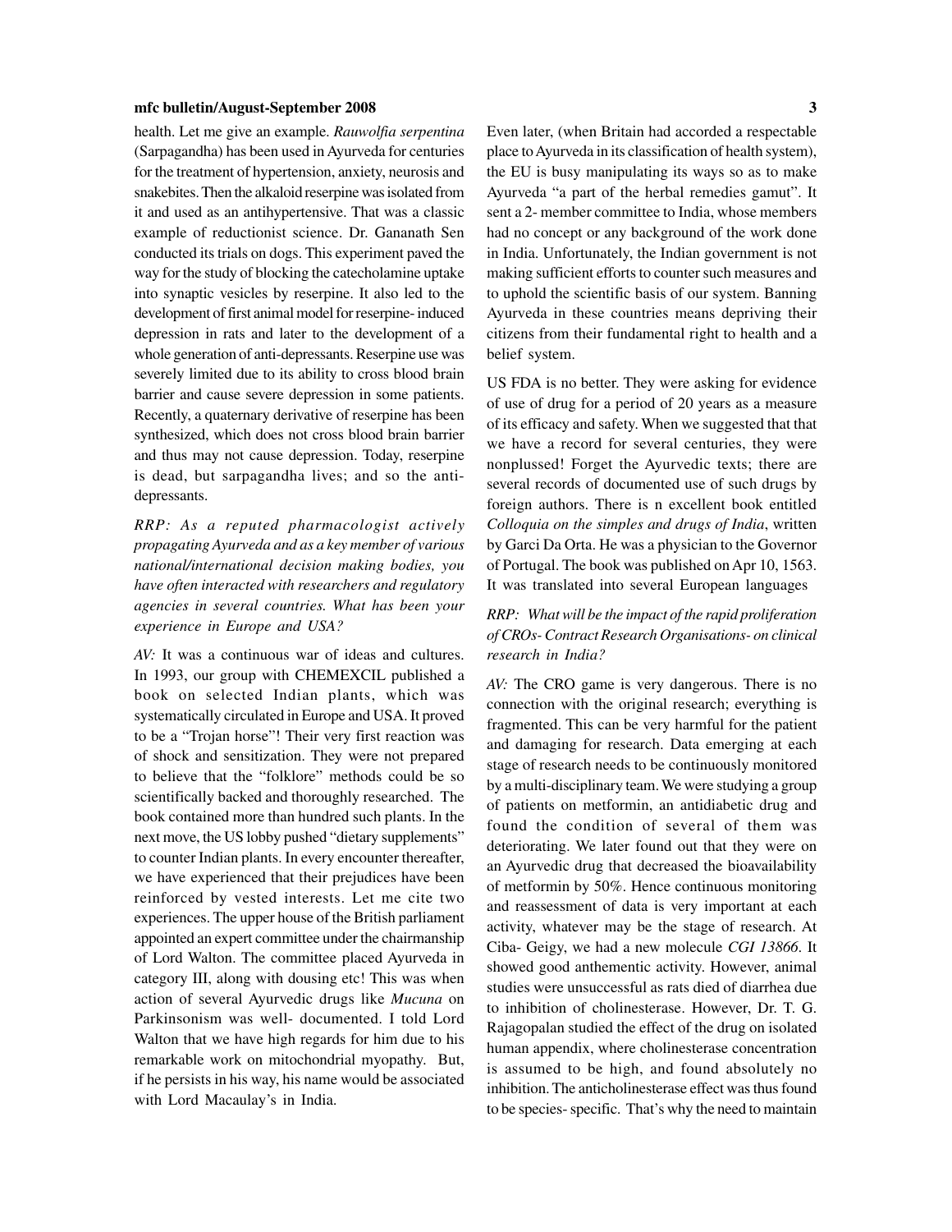health. Let me give an example. *Rauwolfia serpentina* (Sarpagandha) has been used in Ayurveda for centuries for the treatment of hypertension, anxiety, neurosis and snakebites. Then the alkaloid reserpine was isolated from it and used as an antihypertensive. That was a classic example of reductionist science. Dr. Gananath Sen conducted its trials on dogs. This experiment paved the way for the study of blocking the catecholamine uptake into synaptic vesicles by reserpine. It also led to the development of first animal model for reserpine- induced depression in rats and later to the development of a whole generation of anti-depressants. Reserpine use was severely limited due to its ability to cross blood brain barrier and cause severe depression in some patients. Recently, a quaternary derivative of reserpine has been synthesized, which does not cross blood brain barrier and thus may not cause depression. Today, reserpine is dead, but sarpagandha lives; and so the anti-depressants.

*RRP: As a reputed pharmacologist actively propagating Ayurveda and as a key member of various national/international decision making bodies, you have often interacted with researchers and regulatory agencies in several countries. What has been your experience in Europe and USA?*

*AV:* It was a continuous war of ideas and cultures. In 1993, our group with CHEMEXCIL published a book on selected Indian plants, which was systematically circulated in Europe and USA. It proved to be a "Trojan horse"! Their very first reaction was of shock and sensitization. They were not prepared to believe that the "folklore" methods could be so scientifically backed and thoroughly researched. The book contained more than hundred such plants. In the next move, the US lobby pushed "dietary supplements" to counter Indian plants. In every encounter thereafter, we have experienced that their prejudices have been reinforced by vested interests. Let me cite two experiences. The upper house of the British parliament appointed an expert committee under the chairmanship of Lord Walton. The committee placed Ayurveda in category III, along with dousing etc! This was when action of several Ayurvedic drugs like *Mucuna* on Parkinsonism was well- documented. I told Lord Walton that we have high regards for him due to his remarkable work on mitochondrial myopathy. But, if he persists in his way, his name would be associated with Lord Macaulay's in India.

Even later, (when Britain had accorded a respectable place to Ayurveda in its classification of health system), the EU is busy manipulating its ways so as to make Ayurveda "a part of the herbal remedies gamut". It sent a 2- member committee to India, whose members had no concept or any background of the work done in India. Unfortunately, the Indian government is not making sufficient efforts to counter such measures and to uphold the scientific basis of our system. Banning Ayurveda in these countries means depriving their citizens from their fundamental right to health and a belief system.

US FDA is no better. They were asking for evidence of use of drug for a period of 20 years as a measure of its efficacy and safety. When we suggested that that we have a record for several centuries, they were nonplussed! Forget the Ayurvedic texts; there are several records of documented use of such drugs by foreign authors. There is n excellent book entitled *Colloquia on the simples and drugs of India*, written by Garci Da Orta. He was a physician to the Governor of Portugal. The book was published on Apr 10, 1563. It was translated into several European languages

*RRP: What will be the impact of the rapid proliferation of CROs- Contract Research Organisations- on clinical research in India?*

*AV:* The CRO game is very dangerous. There is no connection with the original research; everything is fragmented. This can be very harmful for the patient and damaging for research. Data emerging at each stage of research needs to be continuously monitored by a multi-disciplinary team. We were studying a group of patients on metformin, an antidiabetic drug and found the condition of several of them was deteriorating. We later found out that they were on an Ayurvedic drug that decreased the bioavailability of metformin by 50%. Hence continuous monitoring and reassessment of data is very important at each activity, whatever may be the stage of research. At Ciba- Geigy, we had a new molecule *CGI 13866*. It showed good anthementic activity. However, animal studies were unsuccessful as rats died of diarrhea due to inhibition of cholinesterase. However, Dr. T. G. Rajagopalan studied the effect of the drug on isolated human appendix, where cholinesterase concentration is assumed to be high, and found absolutely no inhibition. The anticholinesterase effect was thus found to be species- specific. That's why the need to maintain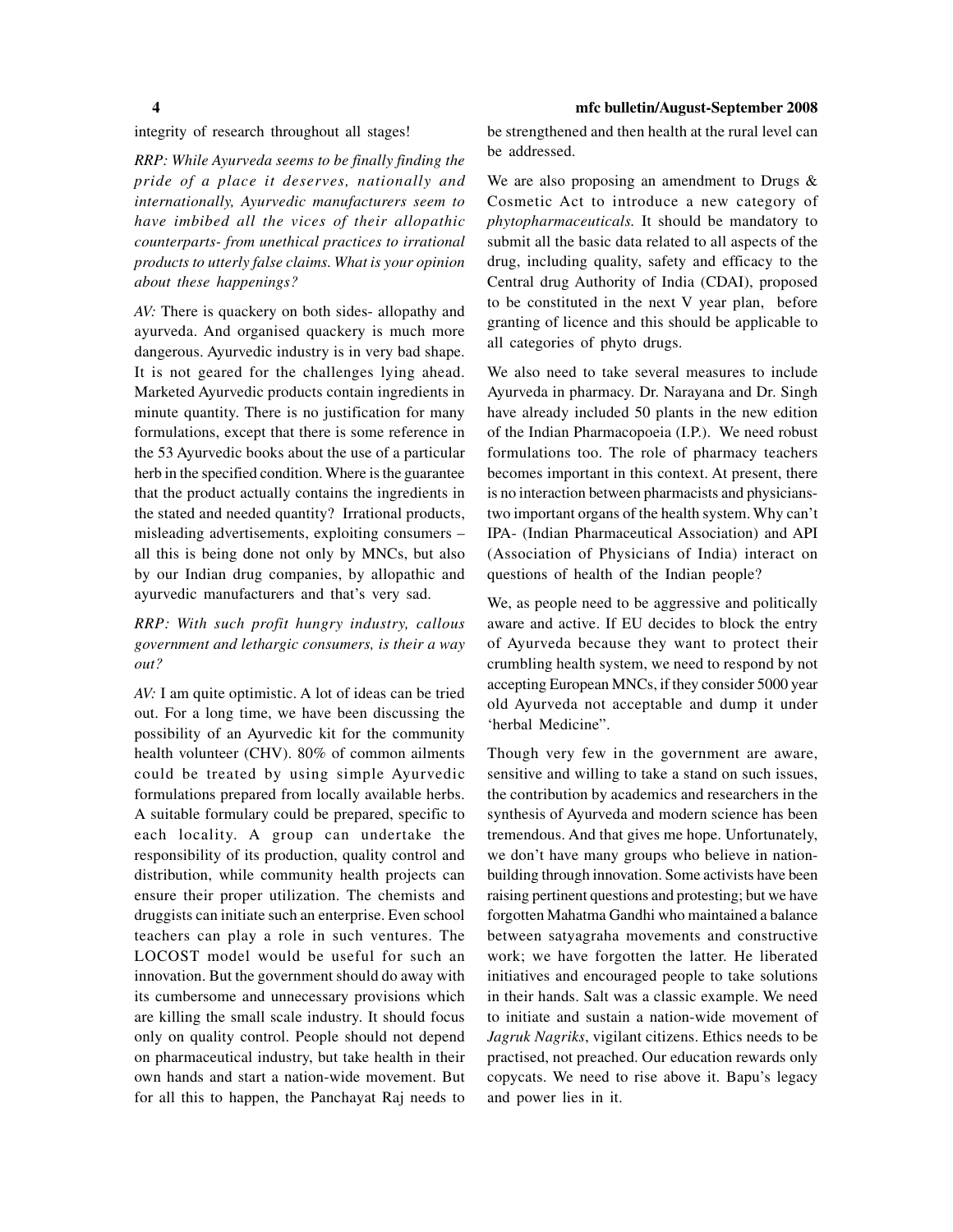integrity of research throughout all stages!

*RRP: While Ayurveda seems to be finally finding the pride of a place it deserves, nationally and internationally, Ayurvedic manufacturers seem to have imbibed all the vices of their allopathic counterparts- from unethical practices to irrational products to utterly false claims. What is your opinion about these happenings?*

*AV:* There is quackery on both sides- allopathy and ayurveda. And organised quackery is much more dangerous. Ayurvedic industry is in very bad shape. It is not geared for the challenges lying ahead. Marketed Ayurvedic products contain ingredients in minute quantity. There is no justification for many formulations, except that there is some reference in the 53 Ayurvedic books about the use of a particular herb in the specified condition. Where is the guarantee that the product actually contains the ingredients in the stated and needed quantity? Irrational products, misleading advertisements, exploiting consumers – all this is being done not only by MNCs, but also by our Indian drug companies, by allopathic and ayurvedic manufacturers and that's very sad.

*RRP: With such profit hungry industry, callous government and lethargic consumers, is their a way out?*

*AV:* I am quite optimistic. A lot of ideas can be tried out. For a long time, we have been discussing the possibility of an Ayurvedic kit for the community health volunteer (CHV). 80% of common ailments could be treated by using simple Ayurvedic formulations prepared from locally available herbs. A suitable formulary could be prepared, specific to each locality. A group can undertake the responsibility of its production, quality control and distribution, while community health projects can ensure their proper utilization. The chemists and druggists can initiate such an enterprise. Even school teachers can play a role in such ventures. The LOCOST model would be useful for such an innovation. But the government should do away with its cumbersome and unnecessary provisions which are killing the small scale industry. It should focus only on quality control. People should not depend on pharmaceutical industry, but take health in their own hands and start a nation-wide movement. But for all this to happen, the Panchayat Raj needs to be strengthened and then health at the rural level can be addressed.

We are also proposing an amendment to Drugs & Cosmetic Act to introduce a new category of *phytopharmaceuticals.* It should be mandatory to submit all the basic data related to all aspects of the drug, including quality, safety and efficacy to the Central drug Authority of India (CDAI), proposed to be constituted in the next V year plan, before granting of licence and this should be applicable to all categories of phyto drugs.

We also need to take several measures to include Ayurveda in pharmacy. Dr. Narayana and Dr. Singh have already included 50 plants in the new edition of the Indian Pharmacopoeia (I.P.). We need robust formulations too. The role of pharmacy teachers becomes important in this context. At present, there is no interaction between pharmacists and physicians- two important organs of the health system. Why can't IPA- (Indian Pharmaceutical Association) and API (Association of Physicians of India) interact on questions of health of the Indian people?

We, as people need to be aggressive and politically aware and active. If EU decides to block the entry of Ayurveda because they want to protect their crumbling health system, we need to respond by not accepting European MNCs, if they consider 5000 year old Ayurveda not acceptable and dump it under 'herbal Medicine".

Though very few in the government are aware, sensitive and willing to take a stand on such issues, the contribution by academics and researchers in the synthesis of Ayurveda and modern science has been tremendous. And that gives me hope. Unfortunately, we don't have many groups who believe in nation-building through innovation. Some activists have been raising pertinent questions and protesting; but we have forgotten Mahatma Gandhi who maintained a balance between satyagraha movements and constructive work; we have forgotten the latter. He liberated initiatives and encouraged people to take solutions in their hands. Salt was a classic example. We need to initiate and sustain a nation-wide movement of *Jagruk Nagriks*, vigilant citizens. Ethics needs to be practised, not preached. Our education rewards only copycats. We need to rise above it. Bapu's legacy and power lies in it.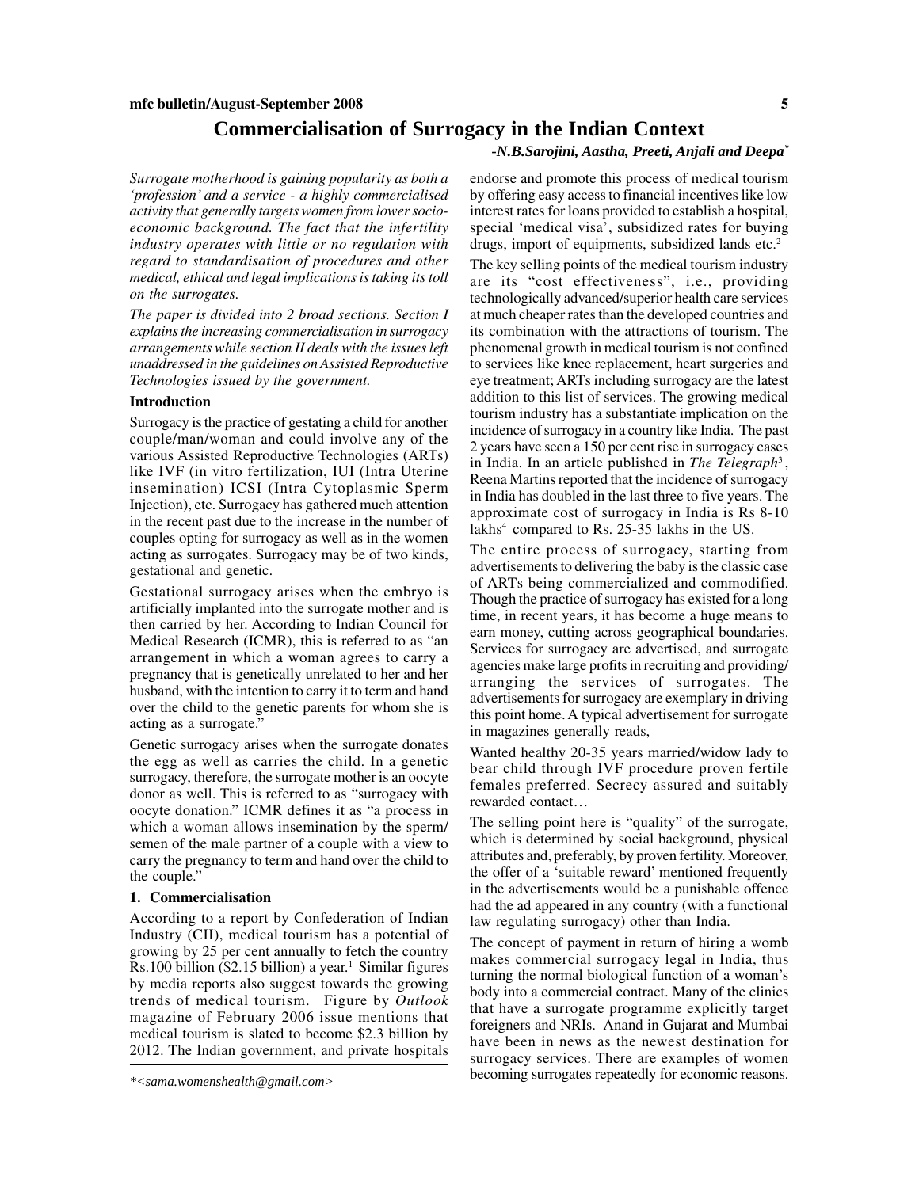# Commercialisation of Surrogacy in the Indian Context

*-N.B.Sarojini, Aastha, Preeti, Anjali and Deepa**

*Surrogate motherhood is gaining popularity as both a 'profession' and a service - a highly commercialised activity that generally targets women from lower socio-economic background. The fact that the infertility industry operates with little or no regulation with regard to standardisation of procedures and other medical, ethical and legal implications is taking its toll on the surrogates.*

*The paper is divided into 2 broad sections. Section I explains the increasing commercialisation in surrogacy arrangements while section II deals with the issues left unaddressed in the guidelines on Assisted Reproductive Technologies issued by the government.*

### Introduction

Surrogacy is the practice of gestating a child for another couple/man/woman and could involve any of the various Assisted Reproductive Technologies (ARTs) like IVF (in vitro fertilization, IUI (Intra Uterine insemination) ICSI (Intra Cytoplasmic Sperm Injection), etc. Surrogacy has gathered much attention in the recent past due to the increase in the number of couples opting for surrogacy as well as in the women acting as surrogates. Surrogacy may be of two kinds, gestational and genetic.

Gestational surrogacy arises when the embryo is artificially implanted into the surrogate mother and is then carried by her. According to Indian Council for Medical Research (ICMR), this is referred to as "an arrangement in which a woman agrees to carry a pregnancy that is genetically unrelated to her and her husband, with the intention to carry it to term and hand over the child to the genetic parents for whom she is acting as a surrogate."

Genetic surrogacy arises when the surrogate donates the egg as well as carries the child. In a genetic surrogacy, therefore, the surrogate mother is an oocyte donor as well. This is referred to as "surrogacy with oocyte donation." ICMR defines it as "a process in which a woman allows insemination by the sperm/semen of the male partner of a couple with a view to carry the pregnancy to term and hand over the child to the couple."

### 1. Commercialisation

According to a report by Confederation of Indian Industry (CII), medical tourism has a potential of growing by 25 per cent annually to fetch the country Rs.100 billion ($2.15 billion) a year.[1] Similar figures by media reports also suggest towards the growing trends of medical tourism. Figure by *Outlook* magazine of February 2006 issue mentions that medical tourism is slated to become $2.3 billion by 2012. The Indian government, and private hospitals endorse and promote this process of medical tourism by offering easy access to financial incentives like low interest rates for loans provided to establish a hospital, special 'medical visa', subsidized rates for buying drugs, import of equipments, subsidized lands etc.[2]

The key selling points of the medical tourism industry are its "cost effectiveness", i.e., providing technologically advanced/superior health care services at much cheaper rates than the developed countries and its combination with the attractions of tourism. The phenomenal growth in medical tourism is not confined to services like knee replacement, heart surgeries and eye treatment; ARTs including surrogacy are the latest addition to this list of services. The growing medical tourism industry has a substantiate implication on the incidence of surrogacy in a country like India. The past 2 years have seen a 150 per cent rise in surrogacy cases in India. In an article published in *The Telegraph*[3], Reena Martins reported that the incidence of surrogacy in India has doubled in the last three to five years. The approximate cost of surrogacy in India is Rs 8-10 lakhs[4] compared to Rs. 25-35 lakhs in the US.

The entire process of surrogacy, starting from advertisements to delivering the baby is the classic case of ARTs being commercialized and commodified. Though the practice of surrogacy has existed for a long time, in recent years, it has become a huge means to earn money, cutting across geographical boundaries. Services for surrogacy are advertised, and surrogate agencies make large profits in recruiting and providing/arranging the services of surrogates. The advertisements for surrogacy are exemplary in driving this point home. A typical advertisement for surrogate in magazines generally reads,

Wanted healthy 20-35 years married/widow lady to bear child through IVF procedure proven fertile females preferred. Secrecy assured and suitably rewarded contact…

The selling point here is "quality" of the surrogate, which is determined by social background, physical attributes and, preferably, by proven fertility. Moreover, the offer of a 'suitable reward' mentioned frequently in the advertisements would be a punishable offence had the ad appeared in any country (with a functional law regulating surrogacy) other than India.

The concept of payment in return of hiring a womb makes commercial surrogacy legal in India, thus turning the normal biological function of a woman's body into a commercial contract. Many of the clinics that have a surrogate programme explicitly target foreigners and NRIs. Anand in Gujarat and Mumbai have been in news as the newest destination for surrogacy services. There are examples of women becoming surrogates repeatedly for economic reasons.

*<sama.womenshealth@gmail.com>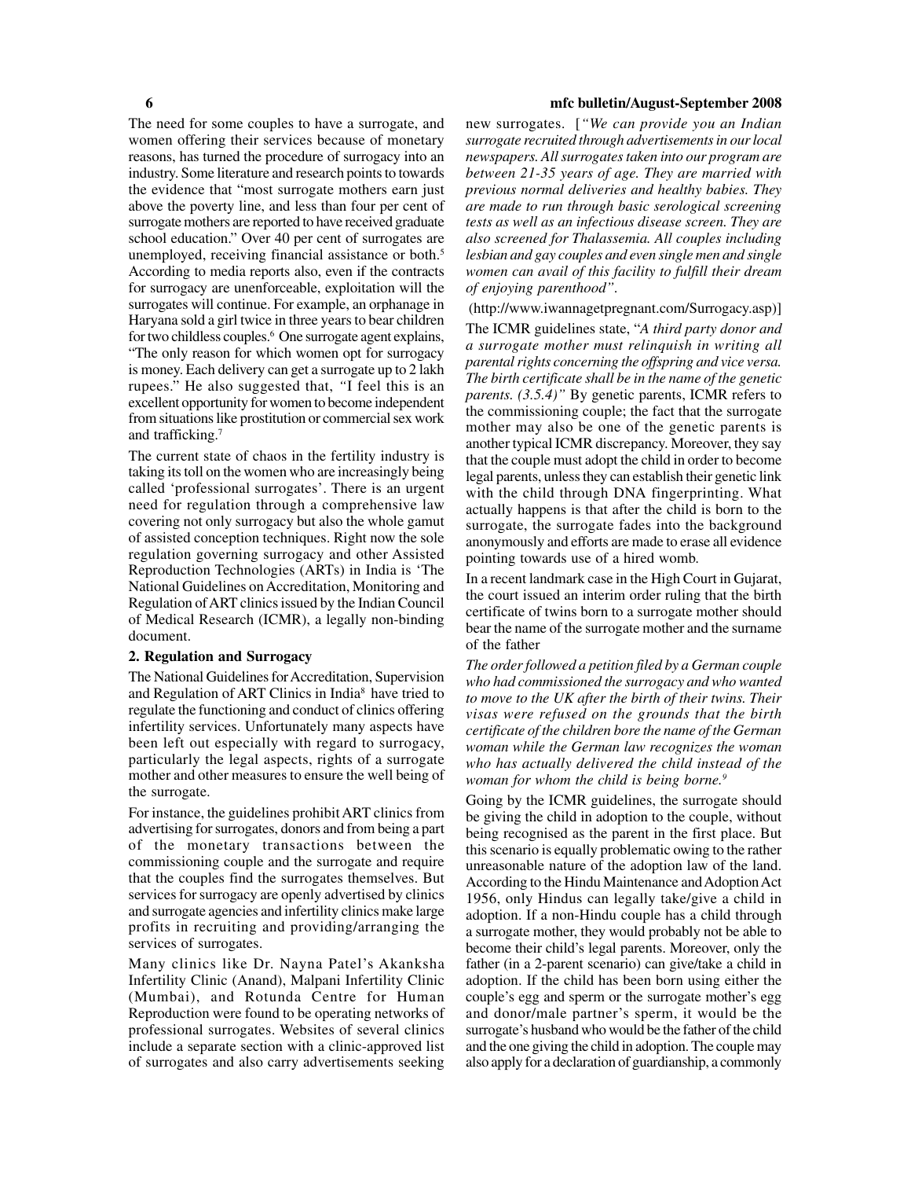The need for some couples to have a surrogate, and women offering their services because of monetary reasons, has turned the procedure of surrogacy into an industry. Some literature and research points to towards the evidence that "most surrogate mothers earn just above the poverty line, and less than four per cent of surrogate mothers are reported to have received graduate school education." Over 40 per cent of surrogates are unemployed, receiving financial assistance or both.[5] According to media reports also, even if the contracts for surrogacy are unenforceable, exploitation will the surrogates will continue. For example, an orphanage in Haryana sold a girl twice in three years to bear children for two childless couples.[6] One surrogate agent explains, "The only reason for which women opt for surrogacy is money. Each delivery can get a surrogate up to 2 lakh rupees." He also suggested that, "I feel this is an excellent opportunity for women to become independent from situations like prostitution or commercial sex work and trafficking.[7]

The current state of chaos in the fertility industry is taking its toll on the women who are increasingly being called 'professional surrogates'. There is an urgent need for regulation through a comprehensive law covering not only surrogacy but also the whole gamut of assisted conception techniques. Right now the sole regulation governing surrogacy and other Assisted Reproduction Technologies (ARTs) in India is 'The National Guidelines on Accreditation, Monitoring and Regulation of ART clinics issued by the Indian Council of Medical Research (ICMR), a legally non-binding document.

## 2. Regulation and Surrogacy

The National Guidelines for Accreditation, Supervision and Regulation of ART Clinics in India[8] have tried to regulate the functioning and conduct of clinics offering infertility services. Unfortunately many aspects have been left out especially with regard to surrogacy, particularly the legal aspects, rights of a surrogate mother and other measures to ensure the well being of the surrogate.

For instance, the guidelines prohibit ART clinics from advertising for surrogates, donors and from being a part of the monetary transactions between the commissioning couple and the surrogate and require that the couples find the surrogates themselves. But services for surrogacy are openly advertised by clinics and surrogate agencies and infertility clinics make large profits in recruiting and providing/arranging the services of surrogates.

Many clinics like Dr. Nayna Patel's Akanksha Infertility Clinic (Anand), Malpani Infertility Clinic (Mumbai), and Rotunda Centre for Human Reproduction were found to be operating networks of professional surrogates. Websites of several clinics include a separate section with a clinic-approved list of surrogates and also carry advertisements seeking new surrogates. [*"We can provide you an Indian surrogate recruited through advertisements in our local newspapers. All surrogates taken into our program are between 21-35 years of age. They are married with previous normal deliveries and healthy babies. They are made to run through basic serological screening tests as well as an infectious disease screen. They are also screened for Thalassemia. All couples including lesbian and gay couples and even single men and single women can avail of this facility to fulfill their dream of enjoying parenthood".*

(http://www.iwannagetpregnant.com/Surrogacy.asp)]

The ICMR guidelines state, "*A third party donor and a surrogate mother must relinquish in writing all parental rights concerning the offspring and vice versa. The birth certificate shall be in the name of the genetic parents. (3.5.4)*" By genetic parents, ICMR refers to the commissioning couple; the fact that the surrogate mother may also be one of the genetic parents is another typical ICMR discrepancy. Moreover, they say that the couple must adopt the child in order to become legal parents, unless they can establish their genetic link with the child through DNA fingerprinting. What actually happens is that after the child is born to the surrogate, the surrogate fades into the background anonymously and efforts are made to erase all evidence pointing towards use of a hired womb.

In a recent landmark case in the High Court in Gujarat, the court issued an interim order ruling that the birth certificate of twins born to a surrogate mother should bear the name of the surrogate mother and the surname of the father

*The order followed a petition filed by a German couple who had commissioned the surrogacy and who wanted to move to the UK after the birth of their twins. Their visas were refused on the grounds that the birth certificate of the children bore the name of the German woman while the German law recognizes the woman who has actually delivered the child instead of the woman for whom the child is being borne.*[9]

Going by the ICMR guidelines, the surrogate should be giving the child in adoption to the couple, without being recognised as the parent in the first place. But this scenario is equally problematic owing to the rather unreasonable nature of the adoption law of the land. According to the Hindu Maintenance and Adoption Act 1956, only Hindus can legally take/give a child in adoption. If a non-Hindu couple has a child through a surrogate mother, they would probably not be able to become their child's legal parents. Moreover, only the father (in a 2-parent scenario) can give/take a child in adoption. If the child has been born using either the couple's egg and sperm or the surrogate mother's egg and donor/male partner's sperm, it would be the surrogate's husband who would be the father of the child and the one giving the child in adoption. The couple may also apply for a declaration of guardianship, a commonly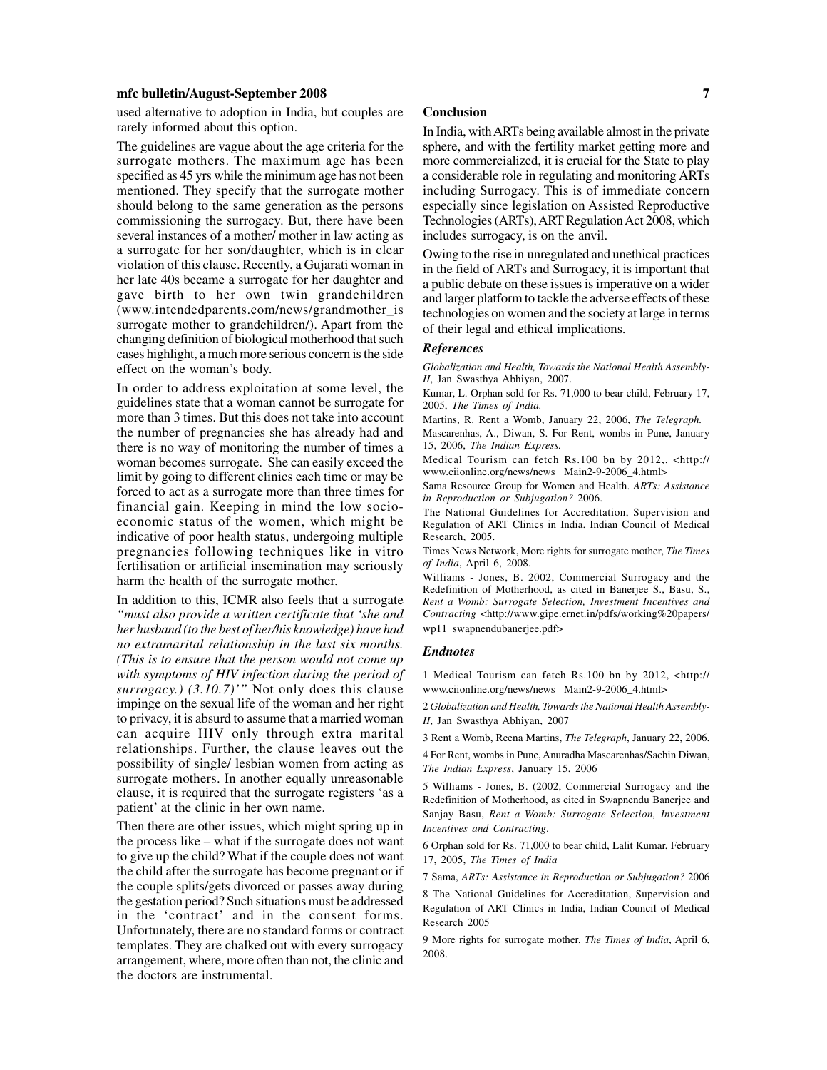used alternative to adoption in India, but couples are rarely informed about this option.

The guidelines are vague about the age criteria for the surrogate mothers. The maximum age has been specified as 45 yrs while the minimum age has not been mentioned. They specify that the surrogate mother should belong to the same generation as the persons commissioning the surrogacy. But, there have been several instances of a mother/ mother in law acting as a surrogate for her son/daughter, which is in clear violation of this clause. Recently, a Gujarati woman in her late 40s became a surrogate for her daughter and gave birth to her own twin grandchildren (www.intendedparents.com/news/grandmother_is surrogate mother to grandchildren/). Apart from the changing definition of biological motherhood that such cases highlight, a much more serious concern is the side effect on the woman's body.

In order to address exploitation at some level, the guidelines state that a woman cannot be surrogate for more than 3 times. But this does not take into account the number of pregnancies she has already had and there is no way of monitoring the number of times a woman becomes surrogate. She can easily exceed the limit by going to different clinics each time or may be forced to act as a surrogate more than three times for financial gain. Keeping in mind the low socio-economic status of the women, which might be indicative of poor health status, undergoing multiple pregnancies following techniques like in vitro fertilisation or artificial insemination may seriously harm the health of the surrogate mother.

In addition to this, ICMR also feels that a surrogate *"must also provide a written certificate that 'she and her husband (to the best of her/his knowledge) have had no extramarital relationship in the last six months. (This is to ensure that the person would not come up with symptoms of HIV infection during the period of surrogacy.) (3.10.7)'"* Not only does this clause impinge on the sexual life of the woman and her right to privacy, it is absurd to assume that a married woman can acquire HIV only through extra marital relationships. Further, the clause leaves out the possibility of single/ lesbian women from acting as surrogate mothers. In another equally unreasonable clause, it is required that the surrogate registers 'as a patient' at the clinic in her own name.

Then there are other issues, which might spring up in the process like – what if the surrogate does not want to give up the child? What if the couple does not want the child after the surrogate has become pregnant or if the couple splits/gets divorced or passes away during the gestation period? Such situations must be addressed in the 'contract' and in the consent forms. Unfortunately, there are no standard forms or contract templates. They are chalked out with every surrogacy arrangement, where, more often than not, the clinic and the doctors are instrumental.

**Conclusion**

In India, with ARTs being available almost in the private sphere, and with the fertility market getting more and more commercialized, it is crucial for the State to play a considerable role in regulating and monitoring ARTs including Surrogacy. This is of immediate concern especially since legislation on Assisted Reproductive Technologies (ARTs), ART Regulation Act 2008, which includes surrogacy, is on the anvil.

Owing to the rise in unregulated and unethical practices in the field of ARTs and Surrogacy, it is important that a public debate on these issues is imperative on a wider and larger platform to tackle the adverse effects of these technologies on women and the society at large in terms of their legal and ethical implications.

### *References*

*Globalization and Health, Towards the National Health Assembly-II*, Jan Swasthya Abhiyan, 2007.

Kumar, L. Orphan sold for Rs. 71,000 to bear child, February 17, 2005, *The Times of India*.

Martins, R. Rent a Womb, January 22, 2006, *The Telegraph.*

Mascarenhas, A., Diwan, S. For Rent, wombs in Pune, January 15, 2006, *The Indian Express.*

Medical Tourism can fetch Rs.100 bn by 2012,. <http://www.ciionline.org/news/news Main2-9-2006_4.html>

Sama Resource Group for Women and Health. *ARTs: Assistance in Reproduction or Subjugation?* 2006.

The National Guidelines for Accreditation, Supervision and Regulation of ART Clinics in India. Indian Council of Medical Research, 2005.

Times News Network, More rights for surrogate mother, *The Times of India*, April 6, 2008.

Williams - Jones, B. 2002, Commercial Surrogacy and the Redefinition of Motherhood, as cited in Banerjee S., Basu, S., *Rent a Womb: Surrogate Selection, Investment Incentives and Contracting* <http://www.gipe.ernet.in/pdfs/working%20papers/wp11_swapnendubanerjee.pdf>

### *Endnotes*

1 Medical Tourism can fetch Rs.100 bn by 2012, <http://www.ciionline.org/news/news Main2-9-2006_4.html>

2 *Globalization and Health, Towards the National Health Assembly-II*, Jan Swasthya Abhiyan, 2007

3 Rent a Womb, Reena Martins, *The Telegraph*, January 22, 2006.

4 For Rent, wombs in Pune, Anuradha Mascarenhas/Sachin Diwan, *The Indian Express*, January 15, 2006

5 Williams - Jones, B. (2002, Commercial Surrogacy and the Redefinition of Motherhood, as cited in Swapnendu Banerjee and Sanjay Basu, *Rent a Womb: Surrogate Selection, Investment Incentives and Contracting*.

6 Orphan sold for Rs. 71,000 to bear child, Lalit Kumar, February 17, 2005, *The Times of India*

7 Sama, *ARTs: Assistance in Reproduction or Subjugation?* 2006

8 The National Guidelines for Accreditation, Supervision and Regulation of ART Clinics in India, Indian Council of Medical Research 2005

9 More rights for surrogate mother, *The Times of India*, April 6, 2008.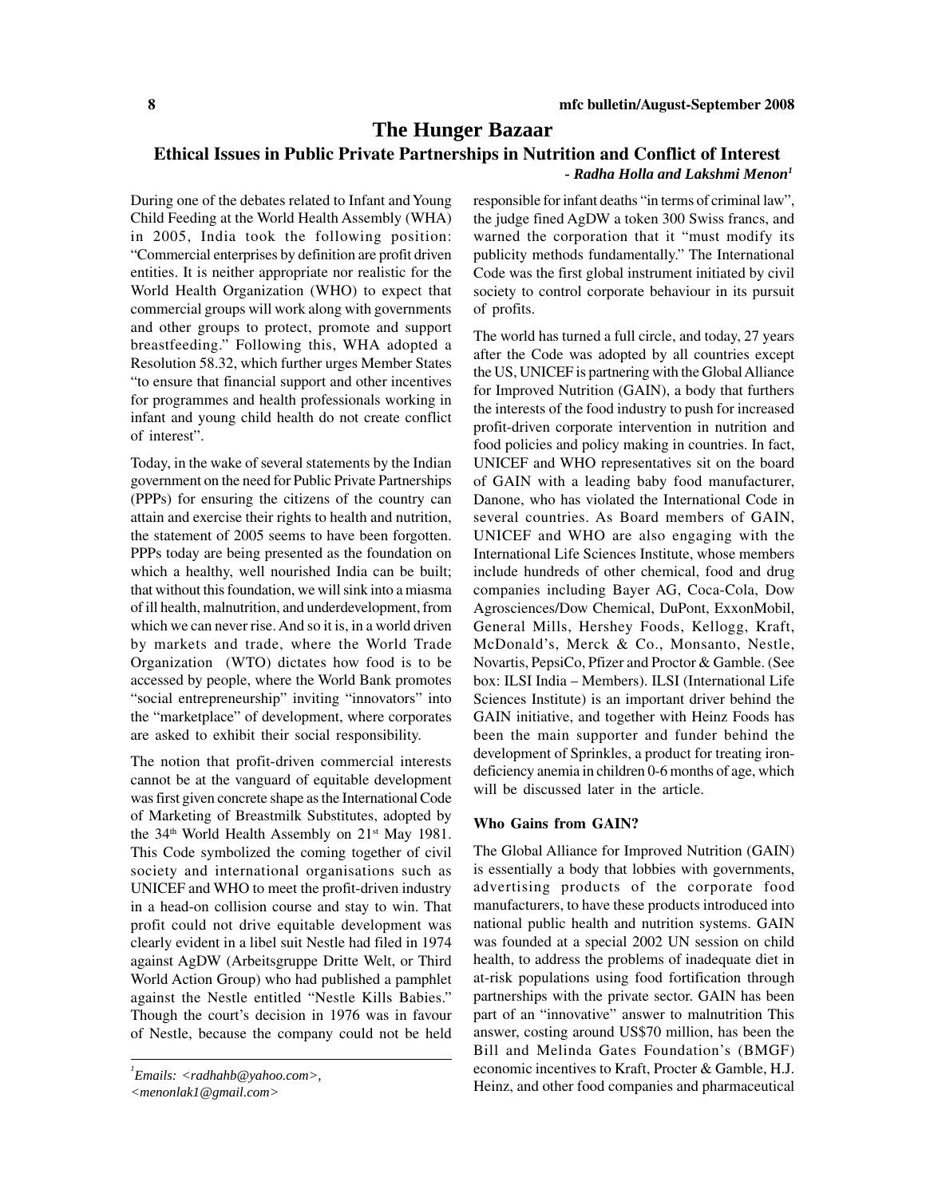# The Hunger Bazaar

## Ethical Issues in Public Private Partnerships in Nutrition and Conflict of Interest

*- Radha Holla and Lakshmi Menon*[1]

During one of the debates related to Infant and Young Child Feeding at the World Health Assembly (WHA) in 2005, India took the following position: "Commercial enterprises by definition are profit driven entities. It is neither appropriate nor realistic for the World Health Organization (WHO) to expect that commercial groups will work along with governments and other groups to protect, promote and support breastfeeding." Following this, WHA adopted a Resolution 58.32, which further urges Member States "to ensure that financial support and other incentives for programmes and health professionals working in infant and young child health do not create conflict of interest".

Today, in the wake of several statements by the Indian government on the need for Public Private Partnerships (PPPs) for ensuring the citizens of the country can attain and exercise their rights to health and nutrition, the statement of 2005 seems to have been forgotten. PPPs today are being presented as the foundation on which a healthy, well nourished India can be built; that without this foundation, we will sink into a miasma of ill health, malnutrition, and underdevelopment, from which we can never rise. And so it is, in a world driven by markets and trade, where the World Trade Organization (WTO) dictates how food is to be accessed by people, where the World Bank promotes "social entrepreneurship" inviting "innovators" into the "marketplace" of development, where corporates are asked to exhibit their social responsibility.

The notion that profit-driven commercial interests cannot be at the vanguard of equitable development was first given concrete shape as the International Code of Marketing of Breastmilk Substitutes, adopted by the 34th World Health Assembly on 21st May 1981. This Code symbolized the coming together of civil society and international organisations such as UNICEF and WHO to meet the profit-driven industry in a head-on collision course and stay to win. That profit could not drive equitable development was clearly evident in a libel suit Nestle had filed in 1974 against AgDW (Arbeitsgruppe Dritte Welt, or Third World Action Group) who had published a pamphlet against the Nestle entitled "Nestle Kills Babies." Though the court's decision in 1976 was in favour of Nestle, because the company could not be held responsible for infant deaths "in terms of criminal law", the judge fined AgDW a token 300 Swiss francs, and warned the corporation that it "must modify its publicity methods fundamentally." The International Code was the first global instrument initiated by civil society to control corporate behaviour in its pursuit of profits.

The world has turned a full circle, and today, 27 years after the Code was adopted by all countries except the US, UNICEF is partnering with the Global Alliance for Improved Nutrition (GAIN), a body that furthers the interests of the food industry to push for increased profit-driven corporate intervention in nutrition and food policies and policy making in countries. In fact, UNICEF and WHO representatives sit on the board of GAIN with a leading baby food manufacturer, Danone, who has violated the International Code in several countries. As Board members of GAIN, UNICEF and WHO are also engaging with the International Life Sciences Institute, whose members include hundreds of other chemical, food and drug companies including Bayer AG, Coca-Cola, Dow Agrosciences/Dow Chemical, DuPont, ExxonMobil, General Mills, Hershey Foods, Kellogg, Kraft, McDonald's, Merck & Co., Monsanto, Nestle, Novartis, PepsiCo, Pfizer and Proctor & Gamble. (See box: ILSI India – Members). ILSI (International Life Sciences Institute) is an important driver behind the GAIN initiative, and together with Heinz Foods has been the main supporter and funder behind the development of Sprinkles, a product for treating iron-deficiency anemia in children 0-6 months of age, which will be discussed later in the article.

### Who Gains from GAIN?

The Global Alliance for Improved Nutrition (GAIN) is essentially a body that lobbies with governments, advertising products of the corporate food manufacturers, to have these products introduced into national public health and nutrition systems. GAIN was founded at a special 2002 UN session on child health, to address the problems of inadequate diet in at-risk populations using food fortification through partnerships with the private sector. GAIN has been part of an "innovative" answer to malnutrition This answer, costing around US$70 million, has been the Bill and Melinda Gates Foundation's (BMGF) economic incentives to Kraft, Procter & Gamble, H.J. Heinz, and other food companies and pharmaceutical

[1] *Emails: <radhahb@yahoo.com>, <menonlak1@gmail.com>*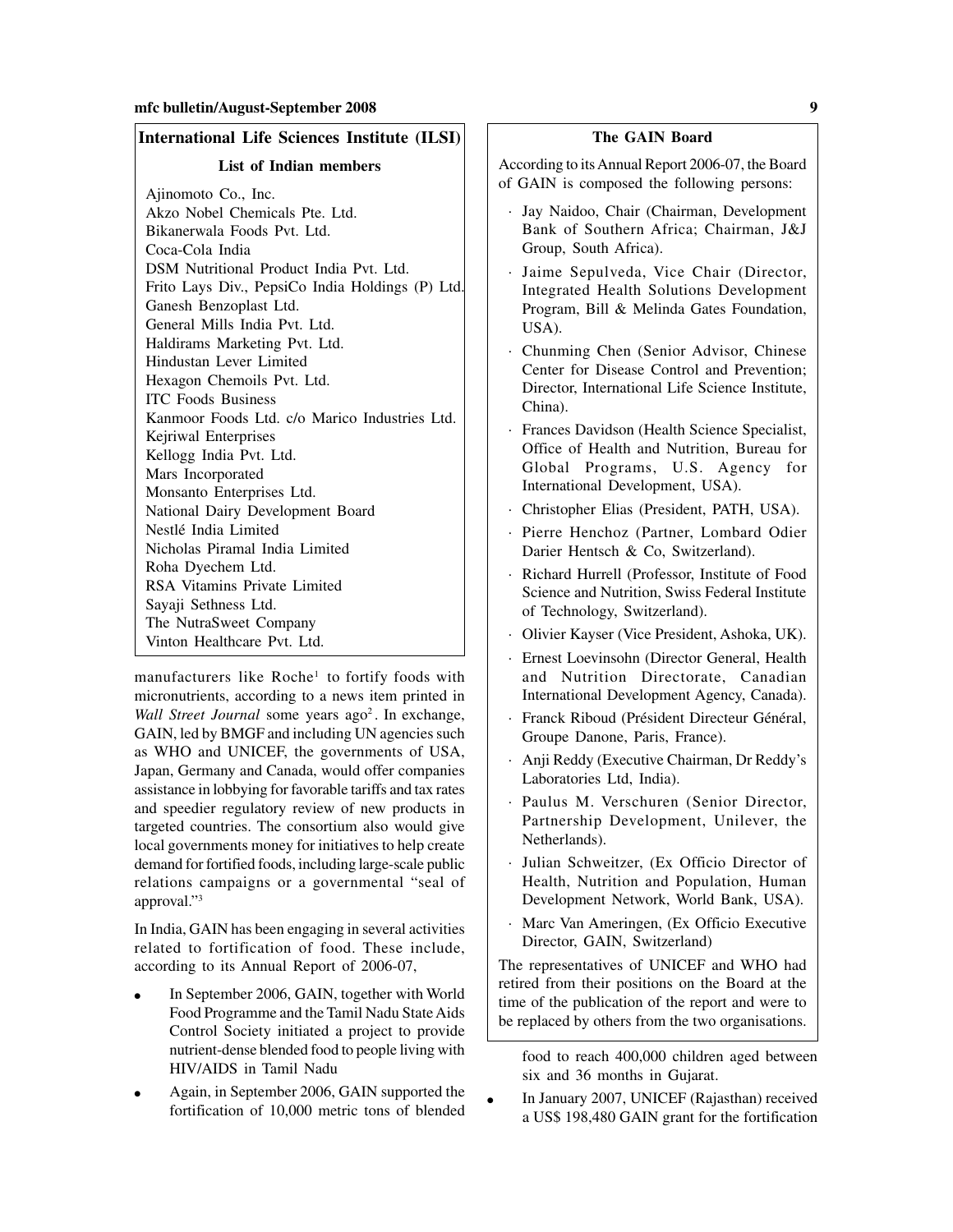### International Life Sciences Institute (ILSI)

**List of Indian members**

Ajinomoto Co., Inc.
Akzo Nobel Chemicals Pte. Ltd.
Bikanerwala Foods Pvt. Ltd.
Coca-Cola India
DSM Nutritional Product India Pvt. Ltd.
Frito Lays Div., PepsiCo India Holdings (P) Ltd.
Ganesh Benzoplast Ltd.
General Mills India Pvt. Ltd.
Haldirams Marketing Pvt. Ltd.
Hindustan Lever Limited
Hexagon Chemoils Pvt. Ltd.
ITC Foods Business
Kanmoor Foods Ltd. c/o Marico Industries Ltd.
Kejriwal Enterprises
Kellogg India Pvt. Ltd.
Mars Incorporated
Monsanto Enterprises Ltd.
National Dairy Development Board
Nestlé India Limited
Nicholas Piramal India Limited
Roha Dyechem Ltd.
RSA Vitamins Private Limited
Sayaji Sethness Ltd.
The NutraSweet Company
Vinton Healthcare Pvt. Ltd.

manufacturers like Roche[1] to fortify foods with micronutrients, according to a news item printed in *Wall Street Journal* some years ago[2]. In exchange, GAIN, led by BMGF and including UN agencies such as WHO and UNICEF, the governments of USA, Japan, Germany and Canada, would offer companies assistance in lobbying for favorable tariffs and tax rates and speedier regulatory review of new products in targeted countries. The consortium also would give local governments money for initiatives to help create demand for fortified foods, including large-scale public relations campaigns or a governmental "seal of approval."[3]

In India, GAIN has been engaging in several activities related to fortification of food. These include, according to its Annual Report of 2006-07,

- In September 2006, GAIN, together with World Food Programme and the Tamil Nadu State Aids Control Society initiated a project to provide nutrient-dense blended food to people living with HIV/AIDS in Tamil Nadu
- Again, in September 2006, GAIN supported the fortification of 10,000 metric tons of blended food to reach 400,000 children aged between six and 36 months in Gujarat.
- In January 2007, UNICEF (Rajasthan) received a US$ 198,480 GAIN grant for the fortification

### The GAIN Board

According to its Annual Report 2006-07, the Board of GAIN is composed the following persons:

- Jay Naidoo, Chair (Chairman, Development Bank of Southern Africa; Chairman, J&J Group, South Africa).
- Jaime Sepulveda, Vice Chair (Director, Integrated Health Solutions Development Program, Bill & Melinda Gates Foundation, USA).
- Chunming Chen (Senior Advisor, Chinese Center for Disease Control and Prevention; Director, International Life Science Institute, China).
- Frances Davidson (Health Science Specialist, Office of Health and Nutrition, Bureau for Global Programs, U.S. Agency for International Development, USA).
- Christopher Elias (President, PATH, USA).
- Pierre Henchoz (Partner, Lombard Odier Darier Hentsch & Co, Switzerland).
- Richard Hurrell (Professor, Institute of Food Science and Nutrition, Swiss Federal Institute of Technology, Switzerland).
- Olivier Kayser (Vice President, Ashoka, UK).
- Ernest Loevinsohn (Director General, Health and Nutrition Directorate, Canadian International Development Agency, Canada).
- Franck Riboud (Président Directeur Général, Groupe Danone, Paris, France).
- Anji Reddy (Executive Chairman, Dr Reddy's Laboratories Ltd, India).
- Paulus M. Verschuren (Senior Director, Partnership Development, Unilever, the Netherlands).
- Julian Schweitzer, (Ex Officio Director of Health, Nutrition and Population, Human Development Network, World Bank, USA).
- Marc Van Ameringen, (Ex Officio Executive Director, GAIN, Switzerland)

The representatives of UNICEF and WHO had retired from their positions on the Board at the time of the publication of the report and were to be replaced by others from the two organisations.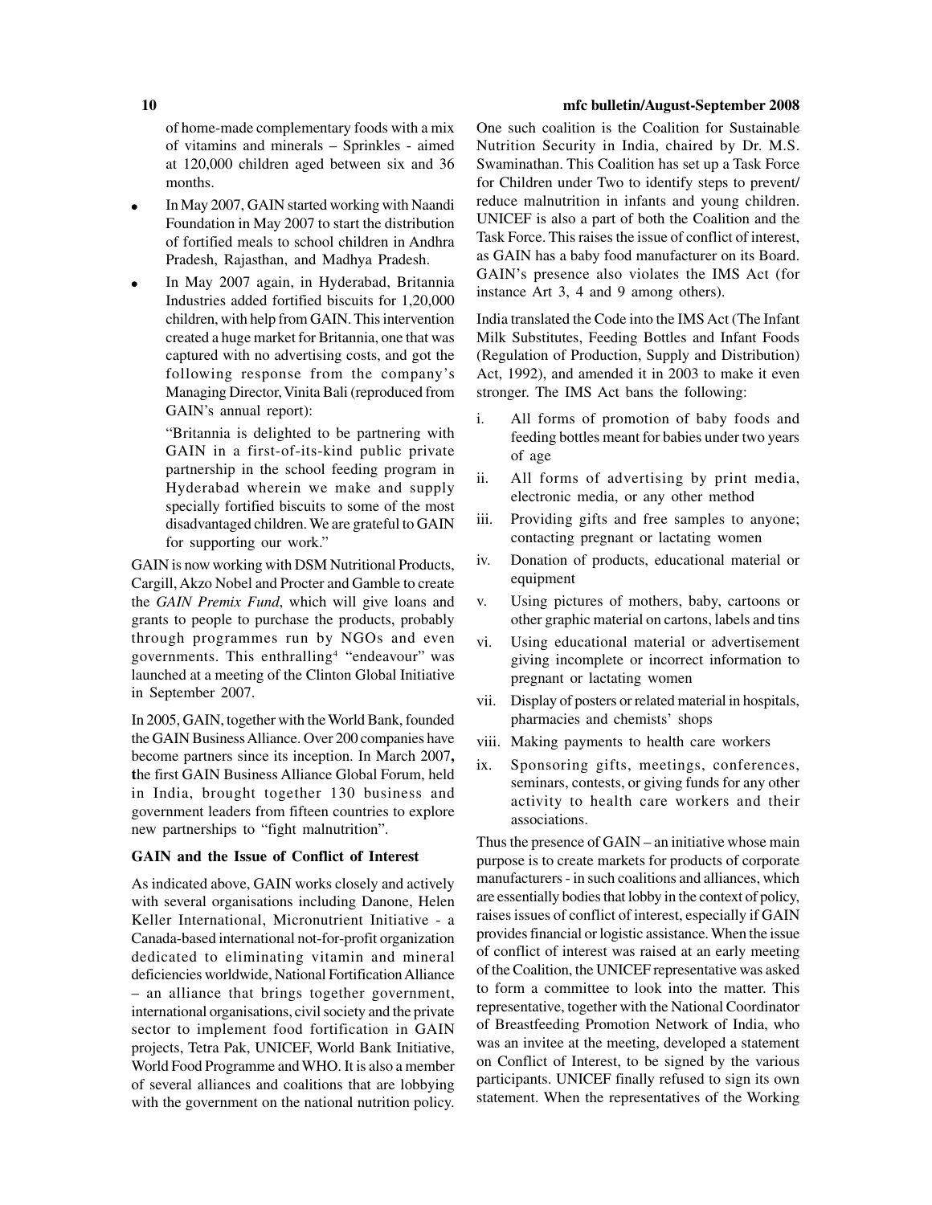of home-made complementary foods with a mix of vitamins and minerals – Sprinkles - aimed at 120,000 children aged between six and 36 months.

- In May 2007, GAIN started working with Naandi Foundation in May 2007 to start the distribution of fortified meals to school children in Andhra Pradesh, Rajasthan, and Madhya Pradesh.
- In May 2007 again, in Hyderabad, Britannia Industries added fortified biscuits for 1,20,000 children, with help from GAIN. This intervention created a huge market for Britannia, one that was captured with no advertising costs, and got the following response from the company's Managing Director, Vinita Bali (reproduced from GAIN's annual report):

  "Britannia is delighted to be partnering with GAIN in a first-of-its-kind public private partnership in the school feeding program in Hyderabad wherein we make and supply specially fortified biscuits to some of the most disadvantaged children. We are grateful to GAIN for supporting our work."

GAIN is now working with DSM Nutritional Products, Cargill, Akzo Nobel and Procter and Gamble to create the *GAIN Premix Fund*, which will give loans and grants to people to purchase the products, probably through programmes run by NGOs and even governments. This enthralling[4] "endeavour" was launched at a meeting of the Clinton Global Initiative in September 2007.

In 2005, GAIN, together with the World Bank, founded the GAIN Business Alliance. Over 200 companies have become partners since its inception. In March 2007, the first GAIN Business Alliance Global Forum, held in India, brought together 130 business and government leaders from fifteen countries to explore new partnerships to "fight malnutrition".

### GAIN and the Issue of Conflict of Interest

As indicated above, GAIN works closely and actively with several organisations including Danone, Helen Keller International, Micronutrient Initiative - a Canada-based international not-for-profit organization dedicated to eliminating vitamin and mineral deficiencies worldwide, National Fortification Alliance – an alliance that brings together government, international organisations, civil society and the private sector to implement food fortification in GAIN projects, Tetra Pak, UNICEF, World Bank Initiative, World Food Programme and WHO. It is also a member of several alliances and coalitions that are lobbying with the government on the national nutrition policy. One such coalition is the Coalition for Sustainable Nutrition Security in India, chaired by Dr. M.S. Swaminathan. This Coalition has set up a Task Force for Children under Two to identify steps to prevent/reduce malnutrition in infants and young children. UNICEF is also a part of both the Coalition and the Task Force. This raises the issue of conflict of interest, as GAIN has a baby food manufacturer on its Board. GAIN's presence also violates the IMS Act (for instance Art 3, 4 and 9 among others).

India translated the Code into the IMS Act (The Infant Milk Substitutes, Feeding Bottles and Infant Foods (Regulation of Production, Supply and Distribution) Act, 1992), and amended it in 2003 to make it even stronger. The IMS Act bans the following:

i. All forms of promotion of baby foods and feeding bottles meant for babies under two years of age

ii. All forms of advertising by print media, electronic media, or any other method

iii. Providing gifts and free samples to anyone; contacting pregnant or lactating women

iv. Donation of products, educational material or equipment

v. Using pictures of mothers, baby, cartoons or other graphic material on cartons, labels and tins

vi. Using educational material or advertisement giving incomplete or incorrect information to pregnant or lactating women

vii. Display of posters or related material in hospitals, pharmacies and chemists' shops

viii. Making payments to health care workers

ix. Sponsoring gifts, meetings, conferences, seminars, contests, or giving funds for any other activity to health care workers and their associations.

Thus the presence of GAIN – an initiative whose main purpose is to create markets for products of corporate manufacturers - in such coalitions and alliances, which are essentially bodies that lobby in the context of policy, raises issues of conflict of interest, especially if GAIN provides financial or logistic assistance. When the issue of conflict of interest was raised at an early meeting of the Coalition, the UNICEF representative was asked to form a committee to look into the matter. This representative, together with the National Coordinator of Breastfeeding Promotion Network of India, who was an invitee at the meeting, developed a statement on Conflict of Interest, to be signed by the various participants. UNICEF finally refused to sign its own statement. When the representatives of the Working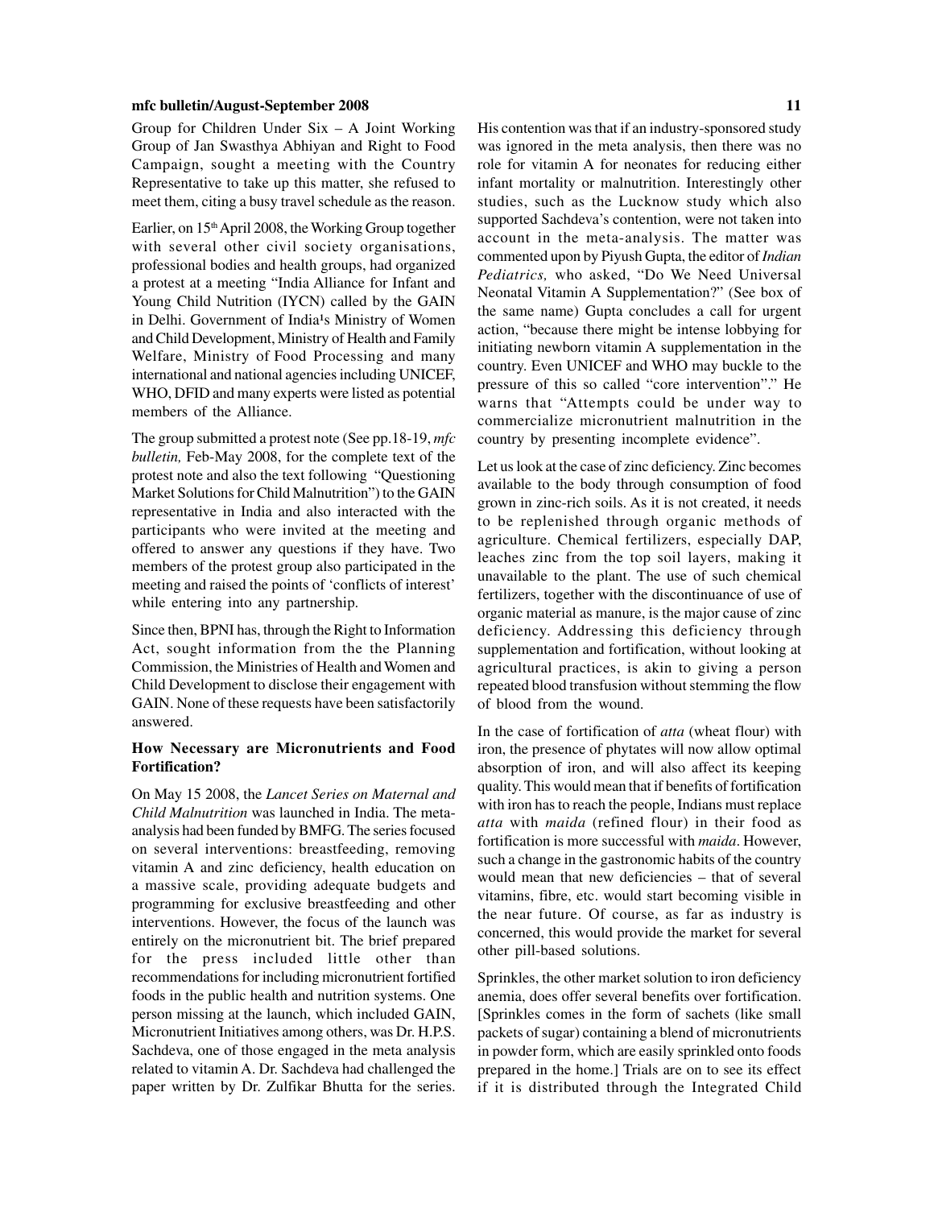Group for Children Under Six – A Joint Working Group of Jan Swasthya Abhiyan and Right to Food Campaign, sought a meeting with the Country Representative to take up this matter, she refused to meet them, citing a busy travel schedule as the reason.

Earlier, on 15th April 2008, the Working Group together with several other civil society organisations, professional bodies and health groups, had organized a protest at a meeting "India Alliance for Infant and Young Child Nutrition (IYCN) called by the GAIN in Delhi. Government of India's Ministry of Women and Child Development, Ministry of Health and Family Welfare, Ministry of Food Processing and many international and national agencies including UNICEF, WHO, DFID and many experts were listed as potential members of the Alliance.

The group submitted a protest note (See pp.18-19, *mfc bulletin,* Feb-May 2008, for the complete text of the protest note and also the text following "Questioning Market Solutions for Child Malnutrition") to the GAIN representative in India and also interacted with the participants who were invited at the meeting and offered to answer any questions if they have. Two members of the protest group also participated in the meeting and raised the points of 'conflicts of interest' while entering into any partnership.

Since then, BPNI has, through the Right to Information Act, sought information from the the Planning Commission, the Ministries of Health and Women and Child Development to disclose their engagement with GAIN. None of these requests have been satisfactorily answered.

### How Necessary are Micronutrients and Food Fortification?

On May 15 2008, the *Lancet Series on Maternal and Child Malnutrition* was launched in India. The meta-analysis had been funded by BMFG. The series focused on several interventions: breastfeeding, removing vitamin A and zinc deficiency, health education on a massive scale, providing adequate budgets and programming for exclusive breastfeeding and other interventions. However, the focus of the launch was entirely on the micronutrient bit. The brief prepared for the press included little other than recommendations for including micronutrient fortified foods in the public health and nutrition systems. One person missing at the launch, which included GAIN, Micronutrient Initiatives among others, was Dr. H.P.S. Sachdeva, one of those engaged in the meta analysis related to vitamin A. Dr. Sachdeva had challenged the paper written by Dr. Zulfikar Bhutta for the series. His contention was that if an industry-sponsored study was ignored in the meta analysis, then there was no role for vitamin A for neonates for reducing either infant mortality or malnutrition. Interestingly other studies, such as the Lucknow study which also supported Sachdeva's contention, were not taken into account in the meta-analysis. The matter was commented upon by Piyush Gupta, the editor of *Indian Pediatrics,* who asked, "Do We Need Universal Neonatal Vitamin A Supplementation?" (See box of the same name) Gupta concludes a call for urgent action, "because there might be intense lobbying for initiating newborn vitamin A supplementation in the country. Even UNICEF and WHO may buckle to the pressure of this so called "core intervention"." He warns that "Attempts could be under way to commercialize micronutrient malnutrition in the country by presenting incomplete evidence".

Let us look at the case of zinc deficiency. Zinc becomes available to the body through consumption of food grown in zinc-rich soils. As it is not created, it needs to be replenished through organic methods of agriculture. Chemical fertilizers, especially DAP, leaches zinc from the top soil layers, making it unavailable to the plant. The use of such chemical fertilizers, together with the discontinuance of use of organic material as manure, is the major cause of zinc deficiency. Addressing this deficiency through supplementation and fortification, without looking at agricultural practices, is akin to giving a person repeated blood transfusion without stemming the flow of blood from the wound.

In the case of fortification of *atta* (wheat flour) with iron, the presence of phytates will now allow optimal absorption of iron, and will also affect its keeping quality. This would mean that if benefits of fortification with iron has to reach the people, Indians must replace *atta* with *maida* (refined flour) in their food as fortification is more successful with *maida*. However, such a change in the gastronomic habits of the country would mean that new deficiencies – that of several vitamins, fibre, etc. would start becoming visible in the near future. Of course, as far as industry is concerned, this would provide the market for several other pill-based solutions.

Sprinkles, the other market solution to iron deficiency anemia, does offer several benefits over fortification. [Sprinkles comes in the form of sachets (like small packets of sugar) containing a blend of micronutrients in powder form, which are easily sprinkled onto foods prepared in the home.] Trials are on to see its effect if it is distributed through the Integrated Child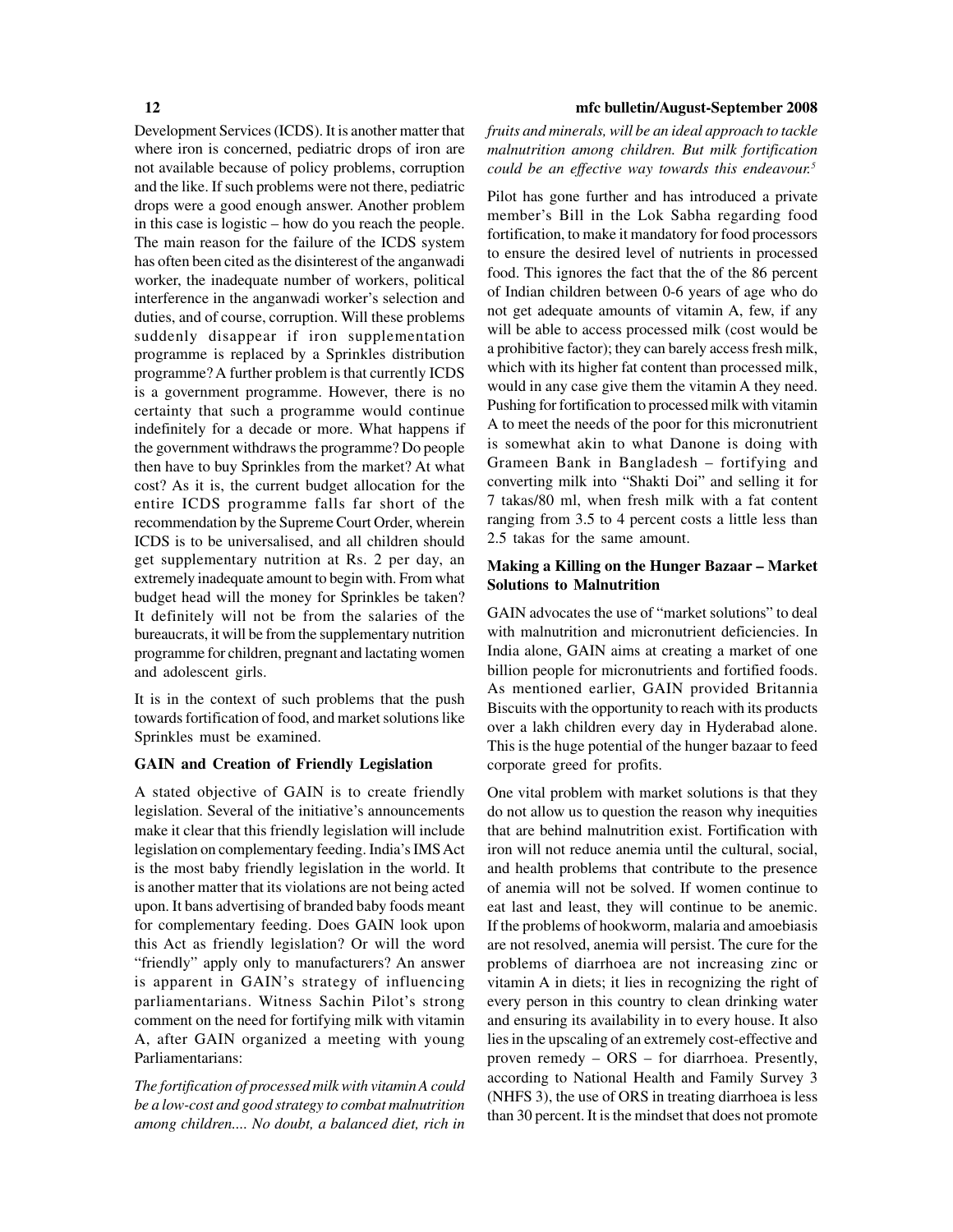Development Services (ICDS). It is another matter that where iron is concerned, pediatric drops of iron are not available because of policy problems, corruption and the like. If such problems were not there, pediatric drops were a good enough answer. Another problem in this case is logistic – how do you reach the people. The main reason for the failure of the ICDS system has often been cited as the disinterest of the anganwadi worker, the inadequate number of workers, political interference in the anganwadi worker's selection and duties, and of course, corruption. Will these problems suddenly disappear if iron supplementation programme is replaced by a Sprinkles distribution programme? A further problem is that currently ICDS is a government programme. However, there is no certainty that such a programme would continue indefinitely for a decade or more. What happens if the government withdraws the programme? Do people then have to buy Sprinkles from the market? At what cost? As it is, the current budget allocation for the entire ICDS programme falls far short of the recommendation by the Supreme Court Order, wherein ICDS is to be universalised, and all children should get supplementary nutrition at Rs. 2 per day, an extremely inadequate amount to begin with. From what budget head will the money for Sprinkles be taken? It definitely will not be from the salaries of the bureaucrats, it will be from the supplementary nutrition programme for children, pregnant and lactating women and adolescent girls.

It is in the context of such problems that the push towards fortification of food, and market solutions like Sprinkles must be examined.

### GAIN and Creation of Friendly Legislation

A stated objective of GAIN is to create friendly legislation. Several of the initiative's announcements make it clear that this friendly legislation will include legislation on complementary feeding. India's IMS Act is the most baby friendly legislation in the world. It is another matter that its violations are not being acted upon. It bans advertising of branded baby foods meant for complementary feeding. Does GAIN look upon this Act as friendly legislation? Or will the word "friendly" apply only to manufacturers? An answer is apparent in GAIN's strategy of influencing parliamentarians. Witness Sachin Pilot's strong comment on the need for fortifying milk with vitamin A, after GAIN organized a meeting with young Parliamentarians:

*The fortification of processed milk with vitamin A could be a low-cost and good strategy to combat malnutrition among children.... No doubt, a balanced diet, rich in fruits and minerals, will be an ideal approach to tackle malnutrition among children. But milk fortification could be an effective way towards this endeavour.*[5]

Pilot has gone further and has introduced a private member's Bill in the Lok Sabha regarding food fortification, to make it mandatory for food processors to ensure the desired level of nutrients in processed food. This ignores the fact that the of the 86 percent of Indian children between 0-6 years of age who do not get adequate amounts of vitamin A, few, if any will be able to access processed milk (cost would be a prohibitive factor); they can barely access fresh milk, which with its higher fat content than processed milk, would in any case give them the vitamin A they need. Pushing for fortification to processed milk with vitamin A to meet the needs of the poor for this micronutrient is somewhat akin to what Danone is doing with Grameen Bank in Bangladesh – fortifying and converting milk into "Shakti Doi" and selling it for 7 takas/80 ml, when fresh milk with a fat content ranging from 3.5 to 4 percent costs a little less than 2.5 takas for the same amount.

### Making a Killing on the Hunger Bazaar – Market Solutions to Malnutrition

GAIN advocates the use of "market solutions" to deal with malnutrition and micronutrient deficiencies. In India alone, GAIN aims at creating a market of one billion people for micronutrients and fortified foods. As mentioned earlier, GAIN provided Britannia Biscuits with the opportunity to reach with its products over a lakh children every day in Hyderabad alone. This is the huge potential of the hunger bazaar to feed corporate greed for profits.

One vital problem with market solutions is that they do not allow us to question the reason why inequities that are behind malnutrition exist. Fortification with iron will not reduce anemia until the cultural, social, and health problems that contribute to the presence of anemia will not be solved. If women continue to eat last and least, they will continue to be anemic. If the problems of hookworm, malaria and amoebiasis are not resolved, anemia will persist. The cure for the problems of diarrhoea are not increasing zinc or vitamin A in diets; it lies in recognizing the right of every person in this country to clean drinking water and ensuring its availability in to every house. It also lies in the upscaling of an extremely cost-effective and proven remedy – ORS – for diarrhoea. Presently, according to National Health and Family Survey 3 (NHFS 3), the use of ORS in treating diarrhoea is less than 30 percent. It is the mindset that does not promote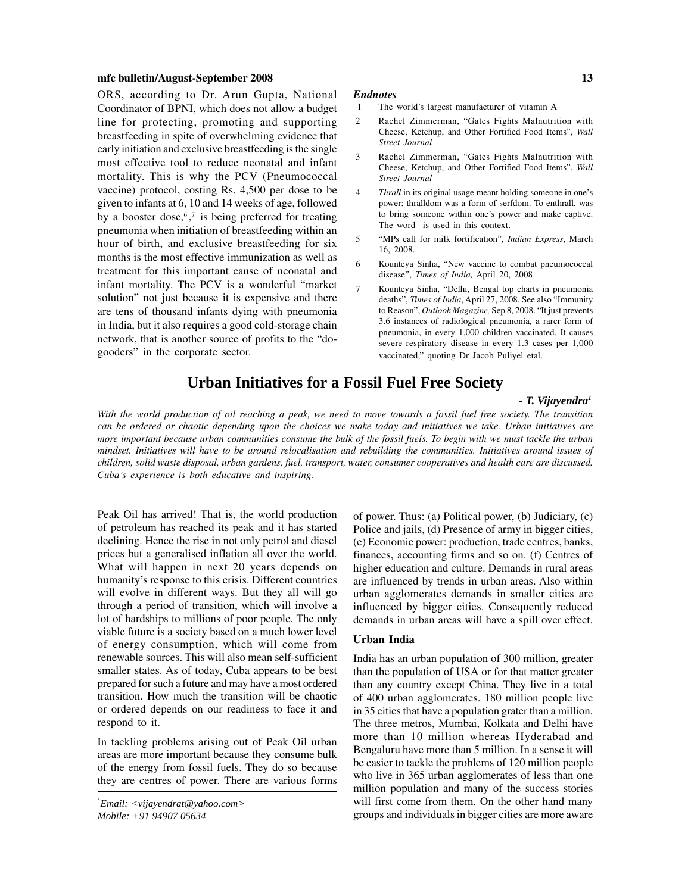ORS, according to Dr. Arun Gupta, National Coordinator of BPNI, which does not allow a budget line for protecting, promoting and supporting breastfeeding in spite of overwhelming evidence that early initiation and exclusive breastfeeding is the single most effective tool to reduce neonatal and infant mortality. This is why the PCV (Pneumococcal vaccine) protocol, costing Rs. 4,500 per dose to be given to infants at 6, 10 and 14 weeks of age, followed by a booster dose,[6],[7] is being preferred for treating pneumonia when initiation of breastfeeding within an hour of birth, and exclusive breastfeeding for six months is the most effective immunization as well as treatment for this important cause of neonatal and infant mortality. The PCV is a wonderful "market solution" not just because it is expensive and there are tens of thousand infants dying with pneumonia in India, but it also requires a good cold-storage chain network, that is another source of profits to the "do-gooders" in the corporate sector.

***Endnotes***

1. The world's largest manufacturer of vitamin A
2. Rachel Zimmerman, "Gates Fights Malnutrition with Cheese, Ketchup, and Other Fortified Food Items", *Wall Street Journal*
3. Rachel Zimmerman, "Gates Fights Malnutrition with Cheese, Ketchup, and Other Fortified Food Items", *Wall Street Journal*
4. *Thrall* in its original usage meant holding someone in one's power; thralldom was a form of serfdom. To enthrall, was to bring someone within one's power and make captive. The word is used in this context.
5. "MPs call for milk fortification", *Indian Express*, March 16, 2008.
6. Kounteya Sinha, "New vaccine to combat pneumococcal disease", *Times of India,* April 20, 2008
7. Kounteya Sinha, "Delhi, Bengal top charts in pneumonia deaths", *Times of India*, April 27, 2008. See also "Immunity to Reason", *Outlook Magazine,* Sep 8, 2008. "It just prevents 3.6 instances of radiological pneumonia, a rarer form of pneumonia, in every 1,000 children vaccinated. It causes severe respiratory disease in every 1.3 cases per 1,000 vaccinated," quoting Dr Jacob Puliyel etal.

# Urban Initiatives for a Fossil Fuel Free Society

***- T. Vijayendra[1]***

*With the world production of oil reaching a peak, we need to move towards a fossil fuel free society. The transition can be ordered or chaotic depending upon the choices we make today and initiatives we take. Urban initiatives are more important because urban communities consume the bulk of the fossil fuels. To begin with we must tackle the urban mindset. Initiatives will have to be around relocalisation and rebuilding the communities. Initiatives around issues of children, solid waste disposal, urban gardens, fuel, transport, water, consumer cooperatives and health care are discussed. Cuba's experience is both educative and inspiring.*

Peak Oil has arrived! That is, the world production of petroleum has reached its peak and it has started declining. Hence the rise in not only petrol and diesel prices but a generalised inflation all over the world. What will happen in next 20 years depends on humanity's response to this crisis. Different countries will evolve in different ways. But they all will go through a period of transition, which will involve a lot of hardships to millions of poor people. The only viable future is a society based on a much lower level of energy consumption, which will come from renewable sources. This will also mean self-sufficient smaller states. As of today, Cuba appears to be best prepared for such a future and may have a most ordered transition. How much the transition will be chaotic or ordered depends on our readiness to face it and respond to it.

In tackling problems arising out of Peak Oil urban areas are more important because they consume bulk of the energy from fossil fuels. They do so because they are centres of power. There are various forms of power. Thus: (a) Political power, (b) Judiciary, (c) Police and jails, (d) Presence of army in bigger cities, (e) Economic power: production, trade centres, banks, finances, accounting firms and so on. (f) Centres of higher education and culture. Demands in rural areas are influenced by trends in urban areas. Also within urban agglomerates demands in smaller cities are influenced by bigger cities. Consequently reduced demands in urban areas will have a spill over effect.

### Urban India

India has an urban population of 300 million, greater than the population of USA or for that matter greater than any country except China. They live in a total of 400 urban agglomerates. 180 million people live in 35 cities that have a population grater than a million. The three metros, Mumbai, Kolkata and Delhi have more than 10 million whereas Hyderabad and Bengaluru have more than 5 million. In a sense it will be easier to tackle the problems of 120 million people who live in 365 urban agglomerates of less than one million population and many of the success stories will first come from them. On the other hand many groups and individuals in bigger cities are more aware

[1] *Email: <vijayendrat@yahoo.com>*
*Mobile: +91 94907 05634*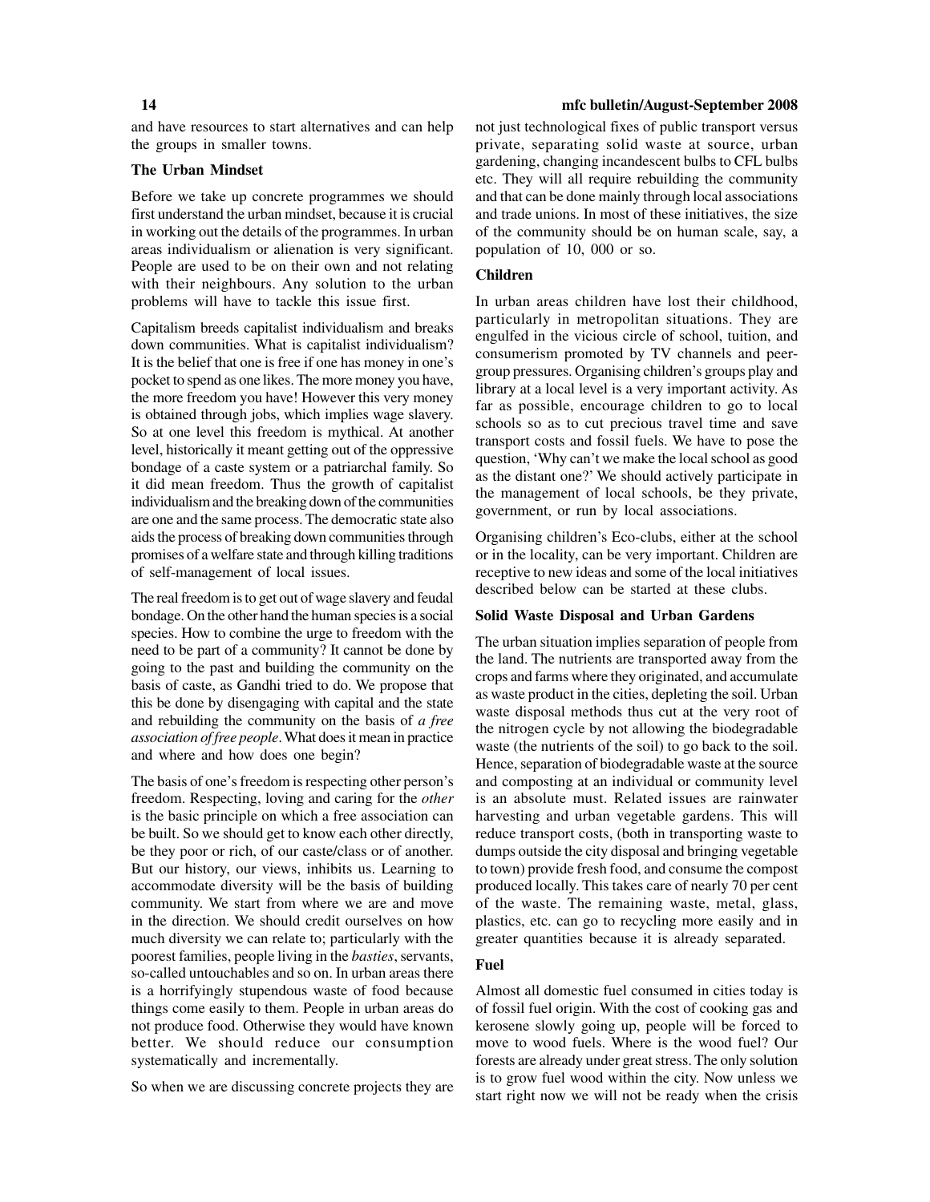and have resources to start alternatives and can help the groups in smaller towns.

**The Urban Mindset**

Before we take up concrete programmes we should first understand the urban mindset, because it is crucial in working out the details of the programmes. In urban areas individualism or alienation is very significant. People are used to be on their own and not relating with their neighbours. Any solution to the urban problems will have to tackle this issue first.

Capitalism breeds capitalist individualism and breaks down communities. What is capitalist individualism? It is the belief that one is free if one has money in one's pocket to spend as one likes. The more money you have, the more freedom you have! However this very money is obtained through jobs, which implies wage slavery. So at one level this freedom is mythical. At another level, historically it meant getting out of the oppressive bondage of a caste system or a patriarchal family. So it did mean freedom. Thus the growth of capitalist individualism and the breaking down of the communities are one and the same process. The democratic state also aids the process of breaking down communities through promises of a welfare state and through killing traditions of self-management of local issues.

The real freedom is to get out of wage slavery and feudal bondage. On the other hand the human species is a social species. How to combine the urge to freedom with the need to be part of a community? It cannot be done by going to the past and building the community on the basis of caste, as Gandhi tried to do. We propose that this be done by disengaging with capital and the state and rebuilding the community on the basis of *a free association of free people*. What does it mean in practice and where and how does one begin?

The basis of one's freedom is respecting other person's freedom. Respecting, loving and caring for the *other* is the basic principle on which a free association can be built. So we should get to know each other directly, be they poor or rich, of our caste/class or of another. But our history, our views, inhibits us. Learning to accommodate diversity will be the basis of building community. We start from where we are and move in the direction. We should credit ourselves on how much diversity we can relate to; particularly with the poorest families, people living in the *basties*, servants, so-called untouchables and so on. In urban areas there is a horrifyingly stupendous waste of food because things come easily to them. People in urban areas do not produce food. Otherwise they would have known better. We should reduce our consumption systematically and incrementally.

So when we are discussing concrete projects they are not just technological fixes of public transport versus private, separating solid waste at source, urban gardening, changing incandescent bulbs to CFL bulbs etc. They will all require rebuilding the community and that can be done mainly through local associations and trade unions. In most of these initiatives, the size of the community should be on human scale, say, a population of 10, 000 or so.

**Children**

In urban areas children have lost their childhood, particularly in metropolitan situations. They are engulfed in the vicious circle of school, tuition, and consumerism promoted by TV channels and peer-group pressures. Organising children's groups play and library at a local level is a very important activity. As far as possible, encourage children to go to local schools so as to cut precious travel time and save transport costs and fossil fuels. We have to pose the question, 'Why can't we make the local school as good as the distant one?' We should actively participate in the management of local schools, be they private, government, or run by local associations.

Organising children's Eco-clubs, either at the school or in the locality, can be very important. Children are receptive to new ideas and some of the local initiatives described below can be started at these clubs.

**Solid Waste Disposal and Urban Gardens**

The urban situation implies separation of people from the land. The nutrients are transported away from the crops and farms where they originated, and accumulate as waste product in the cities, depleting the soil. Urban waste disposal methods thus cut at the very root of the nitrogen cycle by not allowing the biodegradable waste (the nutrients of the soil) to go back to the soil. Hence, separation of biodegradable waste at the source and composting at an individual or community level is an absolute must. Related issues are rainwater harvesting and urban vegetable gardens. This will reduce transport costs, (both in transporting waste to dumps outside the city disposal and bringing vegetable to town) provide fresh food, and consume the compost produced locally. This takes care of nearly 70 per cent of the waste. The remaining waste, metal, glass, plastics, etc. can go to recycling more easily and in greater quantities because it is already separated.

**Fuel**

Almost all domestic fuel consumed in cities today is of fossil fuel origin. With the cost of cooking gas and kerosene slowly going up, people will be forced to move to wood fuels. Where is the wood fuel? Our forests are already under great stress. The only solution is to grow fuel wood within the city. Now unless we start right now we will not be ready when the crisis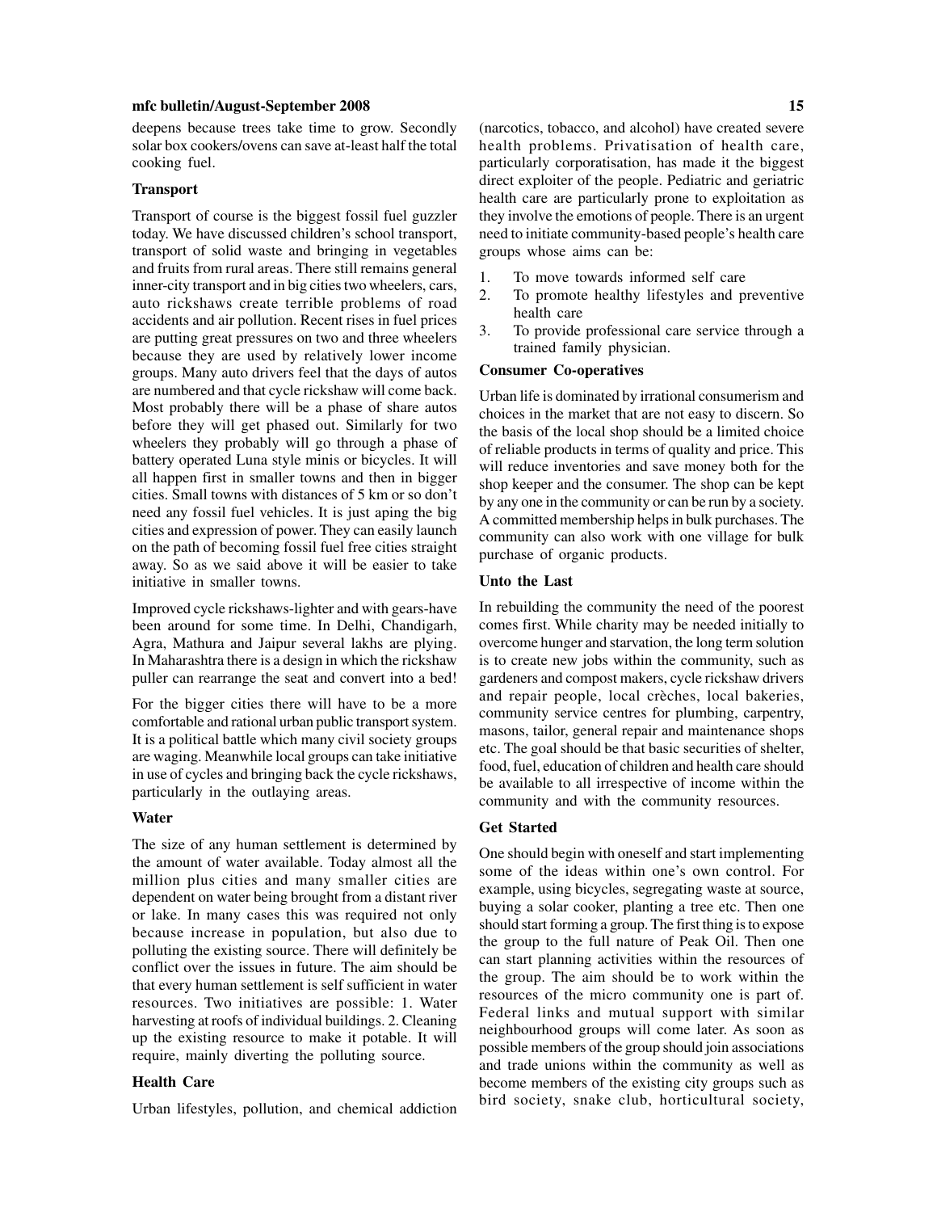deepens because trees take time to grow. Secondly solar box cookers/ovens can save at-least half the total cooking fuel.

**Transport**

Transport of course is the biggest fossil fuel guzzler today. We have discussed children's school transport, transport of solid waste and bringing in vegetables and fruits from rural areas. There still remains general inner-city transport and in big cities two wheelers, cars, auto rickshaws create terrible problems of road accidents and air pollution. Recent rises in fuel prices are putting great pressures on two and three wheelers because they are used by relatively lower income groups. Many auto drivers feel that the days of autos are numbered and that cycle rickshaw will come back. Most probably there will be a phase of share autos before they will get phased out. Similarly for two wheelers they probably will go through a phase of battery operated Luna style minis or bicycles. It will all happen first in smaller towns and then in bigger cities. Small towns with distances of 5 km or so don't need any fossil fuel vehicles. It is just aping the big cities and expression of power. They can easily launch on the path of becoming fossil fuel free cities straight away. So as we said above it will be easier to take initiative in smaller towns.

Improved cycle rickshaws-lighter and with gears-have been around for some time. In Delhi, Chandigarh, Agra, Mathura and Jaipur several lakhs are plying. In Maharashtra there is a design in which the rickshaw puller can rearrange the seat and convert into a bed!

For the bigger cities there will have to be a more comfortable and rational urban public transport system. It is a political battle which many civil society groups are waging. Meanwhile local groups can take initiative in use of cycles and bringing back the cycle rickshaws, particularly in the outlaying areas.

**Water**

The size of any human settlement is determined by the amount of water available. Today almost all the million plus cities and many smaller cities are dependent on water being brought from a distant river or lake. In many cases this was required not only because increase in population, but also due to polluting the existing source. There will definitely be conflict over the issues in future. The aim should be that every human settlement is self sufficient in water resources. Two initiatives are possible: 1. Water harvesting at roofs of individual buildings. 2. Cleaning up the existing resource to make it potable. It will require, mainly diverting the polluting source.

**Health Care**

Urban lifestyles, pollution, and chemical addiction (narcotics, tobacco, and alcohol) have created severe health problems. Privatisation of health care, particularly corporatisation, has made it the biggest direct exploiter of the people. Pediatric and geriatric health care are particularly prone to exploitation as they involve the emotions of people. There is an urgent need to initiate community-based people's health care groups whose aims can be:

1. To move towards informed self care
2. To promote healthy lifestyles and preventive health care
3. To provide professional care service through a trained family physician.

**Consumer Co-operatives**

Urban life is dominated by irrational consumerism and choices in the market that are not easy to discern. So the basis of the local shop should be a limited choice of reliable products in terms of quality and price. This will reduce inventories and save money both for the shop keeper and the consumer. The shop can be kept by any one in the community or can be run by a society. A committed membership helps in bulk purchases. The community can also work with one village for bulk purchase of organic products.

**Unto the Last**

In rebuilding the community the need of the poorest comes first. While charity may be needed initially to overcome hunger and starvation, the long term solution is to create new jobs within the community, such as gardeners and compost makers, cycle rickshaw drivers and repair people, local crèches, local bakeries, community service centres for plumbing, carpentry, masons, tailor, general repair and maintenance shops etc. The goal should be that basic securities of shelter, food, fuel, education of children and health care should be available to all irrespective of income within the community and with the community resources.

**Get Started**

One should begin with oneself and start implementing some of the ideas within one's own control. For example, using bicycles, segregating waste at source, buying a solar cooker, planting a tree etc. Then one should start forming a group. The first thing is to expose the group to the full nature of Peak Oil. Then one can start planning activities within the resources of the group. The aim should be to work within the resources of the micro community one is part of. Federal links and mutual support with similar neighbourhood groups will come later. As soon as possible members of the group should join associations and trade unions within the community as well as become members of the existing city groups such as bird society, snake club, horticultural society,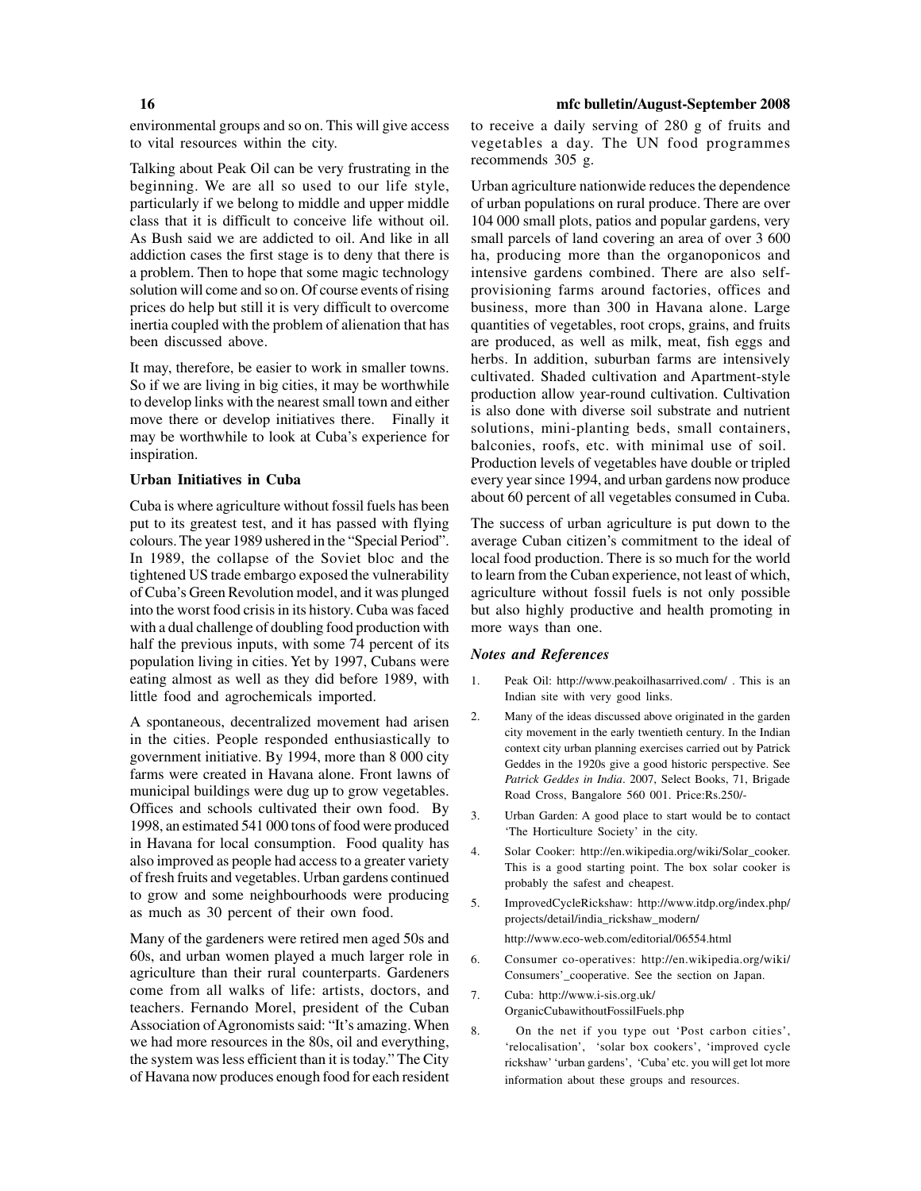environmental groups and so on. This will give access to vital resources within the city.

Talking about Peak Oil can be very frustrating in the beginning. We are all so used to our life style, particularly if we belong to middle and upper middle class that it is difficult to conceive life without oil. As Bush said we are addicted to oil. And like in all addiction cases the first stage is to deny that there is a problem. Then to hope that some magic technology solution will come and so on. Of course events of rising prices do help but still it is very difficult to overcome inertia coupled with the problem of alienation that has been discussed above.

It may, therefore, be easier to work in smaller towns. So if we are living in big cities, it may be worthwhile to develop links with the nearest small town and either move there or develop initiatives there. Finally it may be worthwhile to look at Cuba's experience for inspiration.

**Urban Initiatives in Cuba**

Cuba is where agriculture without fossil fuels has been put to its greatest test, and it has passed with flying colours. The year 1989 ushered in the "Special Period". In 1989, the collapse of the Soviet bloc and the tightened US trade embargo exposed the vulnerability of Cuba's Green Revolution model, and it was plunged into the worst food crisis in its history. Cuba was faced with a dual challenge of doubling food production with half the previous inputs, with some 74 percent of its population living in cities. Yet by 1997, Cubans were eating almost as well as they did before 1989, with little food and agrochemicals imported.

A spontaneous, decentralized movement had arisen in the cities. People responded enthusiastically to government initiative. By 1994, more than 8 000 city farms were created in Havana alone. Front lawns of municipal buildings were dug up to grow vegetables. Offices and schools cultivated their own food. By 1998, an estimated 541 000 tons of food were produced in Havana for local consumption. Food quality has also improved as people had access to a greater variety of fresh fruits and vegetables. Urban gardens continued to grow and some neighbourhoods were producing as much as 30 percent of their own food.

Many of the gardeners were retired men aged 50s and 60s, and urban women played a much larger role in agriculture than their rural counterparts. Gardeners come from all walks of life: artists, doctors, and teachers. Fernando Morel, president of the Cuban Association of Agronomists said: "It's amazing. When we had more resources in the 80s, oil and everything, the system was less efficient than it is today." The City of Havana now produces enough food for each resident to receive a daily serving of 280 g of fruits and vegetables a day. The UN food programmes recommends 305 g.

Urban agriculture nationwide reduces the dependence of urban populations on rural produce. There are over 104 000 small plots, patios and popular gardens, very small parcels of land covering an area of over 3 600 ha, producing more than the organoponicos and intensive gardens combined. There are also self-provisioning farms around factories, offices and business, more than 300 in Havana alone. Large quantities of vegetables, root crops, grains, and fruits are produced, as well as milk, meat, fish eggs and herbs. In addition, suburban farms are intensively cultivated. Shaded cultivation and Apartment-style production allow year-round cultivation. Cultivation is also done with diverse soil substrate and nutrient solutions, mini-planting beds, small containers, balconies, roofs, etc. with minimal use of soil. Production levels of vegetables have double or tripled every year since 1994, and urban gardens now produce about 60 percent of all vegetables consumed in Cuba.

The success of urban agriculture is put down to the average Cuban citizen's commitment to the ideal of local food production. There is so much for the world to learn from the Cuban experience, not least of which, agriculture without fossil fuels is not only possible but also highly productive and health promoting in more ways than one.

***Notes and References***

1. Peak Oil: http://www.peakoilhasarrived.com/ . This is an Indian site with very good links.
2. Many of the ideas discussed above originated in the garden city movement in the early twentieth century. In the Indian context city urban planning exercises carried out by Patrick Geddes in the 1920s give a good historic perspective. See *Patrick Geddes in India*. 2007, Select Books, 71, Brigade Road Cross, Bangalore 560 001. Price:Rs.250/-
3. Urban Garden: A good place to start would be to contact 'The Horticulture Society' in the city.
4. Solar Cooker: http://en.wikipedia.org/wiki/Solar_cooker. This is a good starting point. The box solar cooker is probably the safest and cheapest.
5. ImprovedCycleRickshaw: http://www.itdp.org/index.php/projects/detail/india_rickshaw_modern/
   http://www.eco-web.com/editorial/06554.html
6. Consumer co-operatives: http://en.wikipedia.org/wiki/Consumers'_cooperative. See the section on Japan.
7. Cuba: http://www.i-sis.org.uk/OrganicCubawithoutFossilFuels.php
8. On the net if you type out 'Post carbon cities', 'relocalisation', 'solar box cookers', 'improved cycle rickshaw' 'urban gardens', 'Cuba' etc. you will get lot more information about these groups and resources.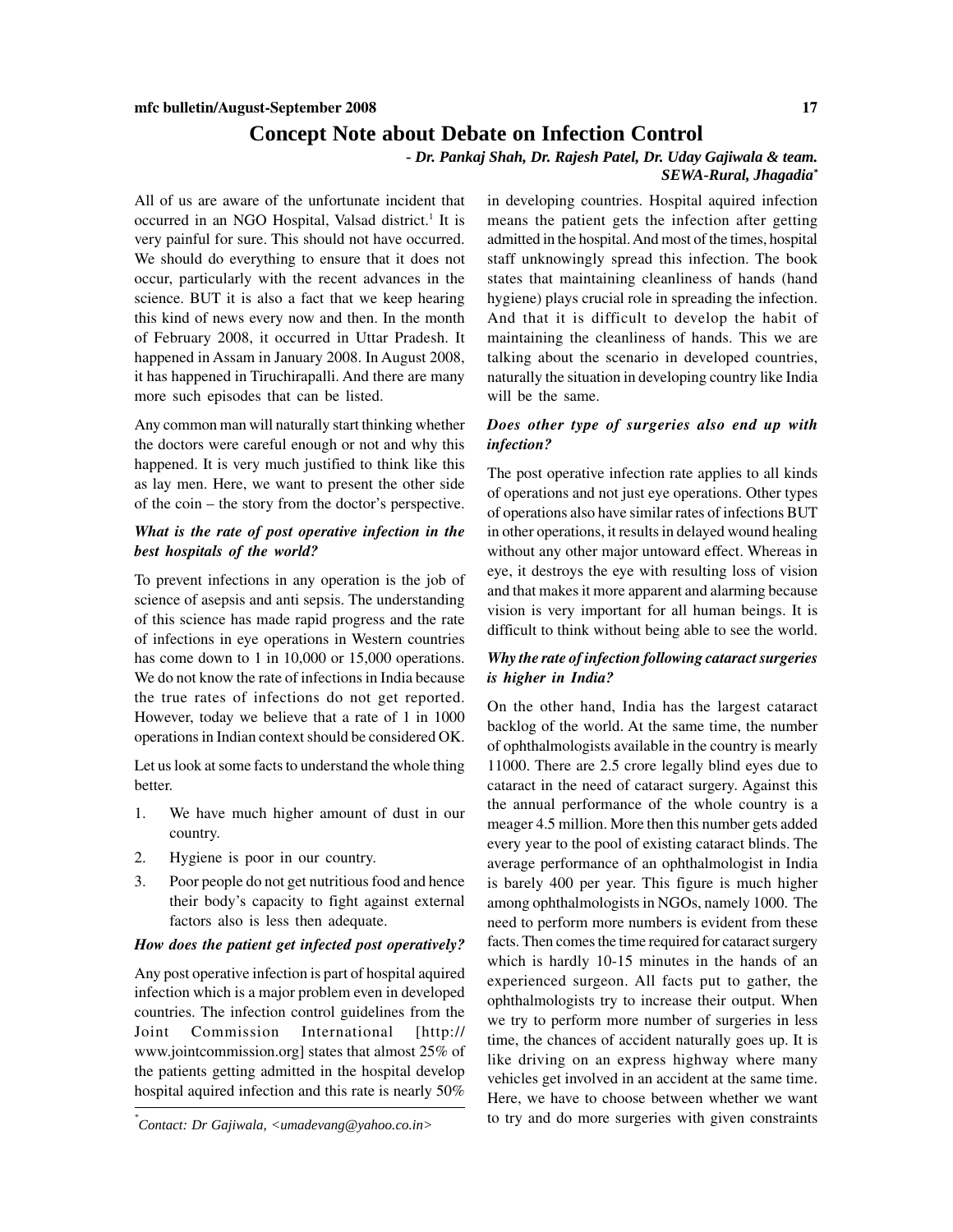# Concept Note about Debate on Infection Control

***- Dr. Pankaj Shah, Dr. Rajesh Patel, Dr. Uday Gajiwala & team. SEWA-Rural, Jhagadia****

All of us are aware of the unfortunate incident that occurred in an NGO Hospital, Valsad district.[1] It is very painful for sure. This should not have occurred. We should do everything to ensure that it does not occur, particularly with the recent advances in the science. BUT it is also a fact that we keep hearing this kind of news every now and then. In the month of February 2008, it occurred in Uttar Pradesh. It happened in Assam in January 2008. In August 2008, it has happened in Tiruchirapalli. And there are many more such episodes that can be listed.

Any common man will naturally start thinking whether the doctors were careful enough or not and why this happened. It is very much justified to think like this as lay men. Here, we want to present the other side of the coin – the story from the doctor's perspective.

***What is the rate of post operative infection in the best hospitals of the world?***

To prevent infections in any operation is the job of science of asepsis and anti sepsis. The understanding of this science has made rapid progress and the rate of infections in eye operations in Western countries has come down to 1 in 10,000 or 15,000 operations. We do not know the rate of infections in India because the true rates of infections do not get reported. However, today we believe that a rate of 1 in 1000 operations in Indian context should be considered OK.

Let us look at some facts to understand the whole thing better.

1. We have much higher amount of dust in our country.
2. Hygiene is poor in our country.
3. Poor people do not get nutritious food and hence their body's capacity to fight against external factors also is less then adequate.

***How does the patient get infected post operatively?***

Any post operative infection is part of hospital aquired infection which is a major problem even in developed countries. The infection control guidelines from the Joint Commission International [http://www.jointcommission.org] states that almost 25% of the patients getting admitted in the hospital develop hospital aquired infection and this rate is nearly 50% in developing countries. Hospital aquired infection means the patient gets the infection after getting admitted in the hospital. And most of the times, hospital staff unknowingly spread this infection. The book states that maintaining cleanliness of hands (hand hygiene) plays crucial role in spreading the infection. And that it is difficult to develop the habit of maintaining the cleanliness of hands. This we are talking about the scenario in developed countries, naturally the situation in developing country like India will be the same.

***Does other type of surgeries also end up with infection?***

The post operative infection rate applies to all kinds of operations and not just eye operations. Other types of operations also have similar rates of infections BUT in other operations, it results in delayed wound healing without any other major untoward effect. Whereas in eye, it destroys the eye with resulting loss of vision and that makes it more apparent and alarming because vision is very important for all human beings. It is difficult to think without being able to see the world.

***Why the rate of infection following cataract surgeries is higher in India?***

On the other hand, India has the largest cataract backlog of the world. At the same time, the number of ophthalmologists available in the country is mearly 11000. There are 2.5 crore legally blind eyes due to cataract in the need of cataract surgery. Against this the annual performance of the whole country is a meager 4.5 million. More then this number gets added every year to the pool of existing cataract blinds. The average performance of an ophthalmologist in India is barely 400 per year. This figure is much higher among ophthalmologists in NGOs, namely 1000. The need to perform more numbers is evident from these facts. Then comes the time required for cataract surgery which is hardly 10-15 minutes in the hands of an experienced surgeon. All facts put to gather, the ophthalmologists try to increase their output. When we try to perform more number of surgeries in less time, the chances of accident naturally goes up. It is like driving on an express highway where many vehicles get involved in an accident at the same time. Here, we have to choose between whether we want to try and do more surgeries with given constraints

*Contact: Dr Gajiwala, <umadevang@yahoo.co.in>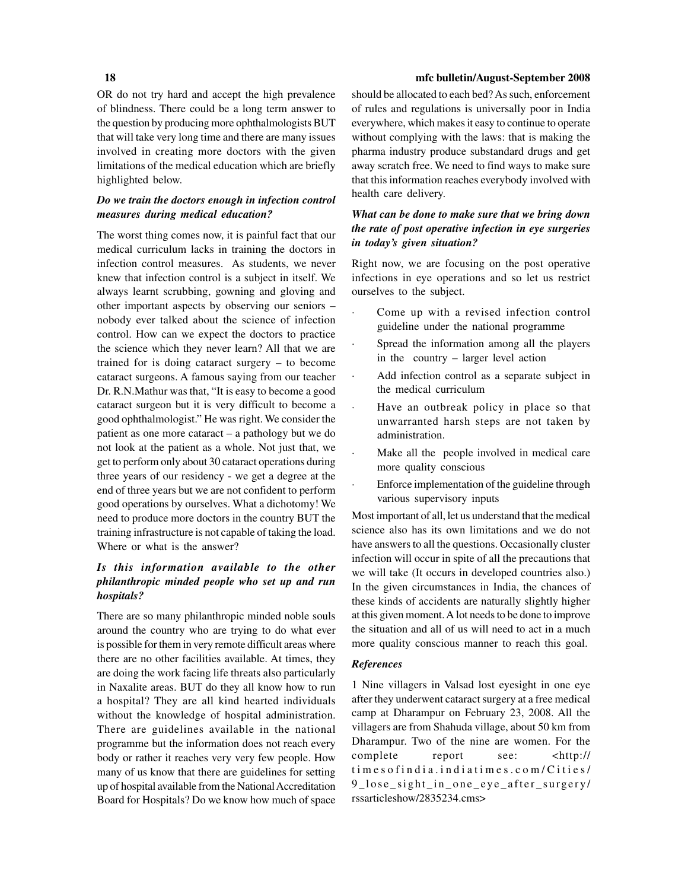OR do not try hard and accept the high prevalence of blindness. There could be a long term answer to the question by producing more ophthalmologists BUT that will take very long time and there are many issues involved in creating more doctors with the given limitations of the medical education which are briefly highlighted below.

***Do we train the doctors enough in infection control measures during medical education?***

The worst thing comes now, it is painful fact that our medical curriculum lacks in training the doctors in infection control measures. As students, we never knew that infection control is a subject in itself. We always learnt scrubbing, gowning and gloving and other important aspects by observing our seniors – nobody ever talked about the science of infection control. How can we expect the doctors to practice the science which they never learn? All that we are trained for is doing cataract surgery – to become cataract surgeons. A famous saying from our teacher Dr. R.N.Mathur was that, "It is easy to become a good cataract surgeon but it is very difficult to become a good ophthalmologist." He was right. We consider the patient as one more cataract – a pathology but we do not look at the patient as a whole. Not just that, we get to perform only about 30 cataract operations during three years of our residency - we get a degree at the end of three years but we are not confident to perform good operations by ourselves. What a dichotomy! We need to produce more doctors in the country BUT the training infrastructure is not capable of taking the load. Where or what is the answer?

***Is this information available to the other philanthropic minded people who set up and run hospitals?***

There are so many philanthropic minded noble souls around the country who are trying to do what ever is possible for them in very remote difficult areas where there are no other facilities available. At times, they are doing the work facing life threats also particularly in Naxalite areas. BUT do they all know how to run a hospital? They are all kind hearted individuals without the knowledge of hospital administration. There are guidelines available in the national programme but the information does not reach every body or rather it reaches very very few people. How many of us know that there are guidelines for setting up of hospital available from the National Accreditation Board for Hospitals? Do we know how much of space should be allocated to each bed? As such, enforcement of rules and regulations is universally poor in India everywhere, which makes it easy to continue to operate without complying with the laws: that is making the pharma industry produce substandard drugs and get away scratch free. We need to find ways to make sure that this information reaches everybody involved with health care delivery.

***What can be done to make sure that we bring down the rate of post operative infection in eye surgeries in today's given situation?***

Right now, we are focusing on the post operative infections in eye operations and so let us restrict ourselves to the subject.

- Come up with a revised infection control guideline under the national programme
- Spread the information among all the players in the country – larger level action
- Add infection control as a separate subject in the medical curriculum
- Have an outbreak policy in place so that unwarranted harsh steps are not taken by administration.
- Make all the people involved in medical care more quality conscious
- Enforce implementation of the guideline through various supervisory inputs

Most important of all, let us understand that the medical science also has its own limitations and we do not have answers to all the questions. Occasionally cluster infection will occur in spite of all the precautions that we will take (It occurs in developed countries also.) In the given circumstances in India, the chances of these kinds of accidents are naturally slightly higher at this given moment. A lot needs to be done to improve the situation and all of us will need to act in a much more quality conscious manner to reach this goal.

***References***

1 Nine villagers in Valsad lost eyesight in one eye after they underwent cataract surgery at a free medical camp at Dharampur on February 23, 2008. All the villagers are from Shahuda village, about 50 km from Dharampur. Two of the nine are women. For the complete report see: <http://timesofindia.indiatimes.com/Cities/9_lose_sight_in_one_eye_after_surgery/rssarticleshow/2835234.cms>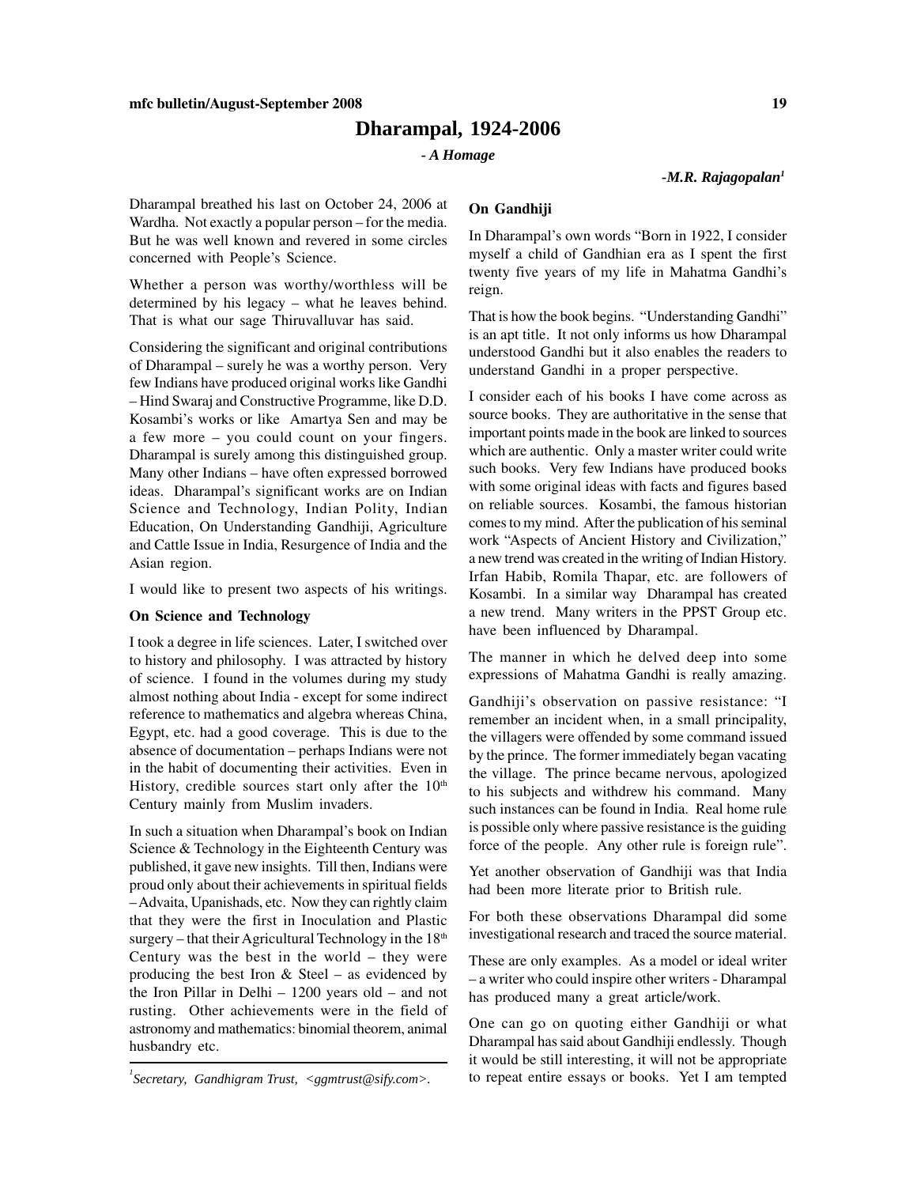# Dharampal, 1924-2006

***- A Homage***

***-M.R. Rajagopalan[1]***

Dharampal breathed his last on October 24, 2006 at Wardha. Not exactly a popular person – for the media. But he was well known and revered in some circles concerned with People's Science.

Whether a person was worthy/worthless will be determined by his legacy – what he leaves behind. That is what our sage Thiruvalluvar has said.

Considering the significant and original contributions of Dharampal – surely he was a worthy person. Very few Indians have produced original works like Gandhi – Hind Swaraj and Constructive Programme, like D.D. Kosambi's works or like Amartya Sen and may be a few more – you could count on your fingers. Dharampal is surely among this distinguished group. Many other Indians – have often expressed borrowed ideas. Dharampal's significant works are on Indian Science and Technology, Indian Polity, Indian Education, On Understanding Gandhiji, Agriculture and Cattle Issue in India, Resurgence of India and the Asian region.

I would like to present two aspects of his writings.

**On Science and Technology**

I took a degree in life sciences. Later, I switched over to history and philosophy. I was attracted by history of science. I found in the volumes during my study almost nothing about India - except for some indirect reference to mathematics and algebra whereas China, Egypt, etc. had a good coverage. This is due to the absence of documentation – perhaps Indians were not in the habit of documenting their activities. Even in History, credible sources start only after the 10th Century mainly from Muslim invaders.

In such a situation when Dharampal's book on Indian Science & Technology in the Eighteenth Century was published, it gave new insights. Till then, Indians were proud only about their achievements in spiritual fields – Advaita, Upanishads, etc. Now they can rightly claim that they were the first in Inoculation and Plastic surgery – that their Agricultural Technology in the 18th Century was the best in the world – they were producing the best Iron & Steel – as evidenced by the Iron Pillar in Delhi – 1200 years old – and not rusting. Other achievements were in the field of astronomy and mathematics: binomial theorem, animal husbandry etc.

**On Gandhiji**

In Dharampal's own words "Born in 1922, I consider myself a child of Gandhian era as I spent the first twenty five years of my life in Mahatma Gandhi's reign.

That is how the book begins. "Understanding Gandhi" is an apt title. It not only informs us how Dharampal understood Gandhi but it also enables the readers to understand Gandhi in a proper perspective.

I consider each of his books I have come across as source books. They are authoritative in the sense that important points made in the book are linked to sources which are authentic. Only a master writer could write such books. Very few Indians have produced books with some original ideas with facts and figures based on reliable sources. Kosambi, the famous historian comes to my mind. After the publication of his seminal work "Aspects of Ancient History and Civilization," a new trend was created in the writing of Indian History. Irfan Habib, Romila Thapar, etc. are followers of Kosambi. In a similar way Dharampal has created a new trend. Many writers in the PPST Group etc. have been influenced by Dharampal.

The manner in which he delved deep into some expressions of Mahatma Gandhi is really amazing.

Gandhiji's observation on passive resistance: "I remember an incident when, in a small principality, the villagers were offended by some command issued by the prince. The former immediately began vacating the village. The prince became nervous, apologized to his subjects and withdrew his command. Many such instances can be found in India. Real home rule is possible only where passive resistance is the guiding force of the people. Any other rule is foreign rule".

Yet another observation of Gandhiji was that India had been more literate prior to British rule.

For both these observations Dharampal did some investigational research and traced the source material.

These are only examples. As a model or ideal writer – a writer who could inspire other writers - Dharampal has produced many a great article/work.

One can go on quoting either Gandhiji or what Dharampal has said about Gandhiji endlessly. Though it would be still interesting, it will not be appropriate to repeat entire essays or books. Yet I am tempted

---

[1] *Secretary, Gandhigram Trust, <ggmtrust@sify.com>.*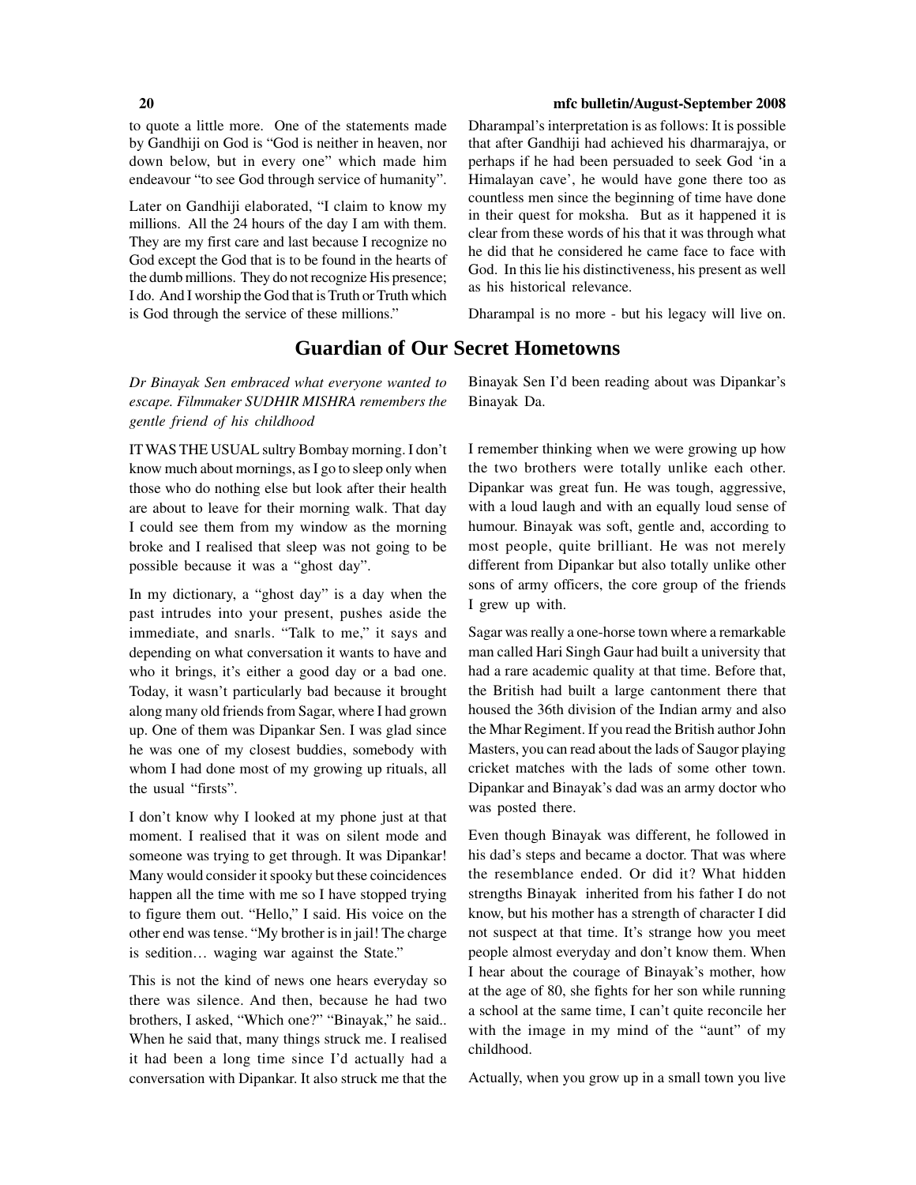to quote a little more. One of the statements made by Gandhiji on God is "God is neither in heaven, nor down below, but in every one" which made him endeavour "to see God through service of humanity".

Later on Gandhiji elaborated, "I claim to know my millions. All the 24 hours of the day I am with them. They are my first care and last because I recognize no God except the God that is to be found in the hearts of the dumb millions. They do not recognize His presence; I do. And I worship the God that is Truth or Truth which is God through the service of these millions."

Dharampal's interpretation is as follows: It is possible that after Gandhiji had achieved his dharmarajya, or perhaps if he had been persuaded to seek God 'in a Himalayan cave', he would have gone there too as countless men since the beginning of time have done in their quest for moksha. But as it happened it is clear from these words of his that it was through what he did that he considered he came face to face with God. In this lie his distinctiveness, his present as well as his historical relevance.

Dharampal is no more - but his legacy will live on.

# Guardian of Our Secret Hometowns

*Dr Binayak Sen embraced what everyone wanted to escape. Filmmaker SUDHIR MISHRA remembers the gentle friend of his childhood*

IT WAS THE USUAL sultry Bombay morning. I don't know much about mornings, as I go to sleep only when those who do nothing else but look after their health are about to leave for their morning walk. That day I could see them from my window as the morning broke and I realised that sleep was not going to be possible because it was a "ghost day".

In my dictionary, a "ghost day" is a day when the past intrudes into your present, pushes aside the immediate, and snarls. "Talk to me," it says and depending on what conversation it wants to have and who it brings, it's either a good day or a bad one. Today, it wasn't particularly bad because it brought along many old friends from Sagar, where I had grown up. One of them was Dipankar Sen. I was glad since he was one of my closest buddies, somebody with whom I had done most of my growing up rituals, all the usual "firsts".

I don't know why I looked at my phone just at that moment. I realised that it was on silent mode and someone was trying to get through. It was Dipankar! Many would consider it spooky but these coincidences happen all the time with me so I have stopped trying to figure them out. "Hello," I said. His voice on the other end was tense. "My brother is in jail! The charge is sedition… waging war against the State."

This is not the kind of news one hears everyday so there was silence. And then, because he had two brothers, I asked, "Which one?" "Binayak," he said.. When he said that, many things struck me. I realised it had been a long time since I'd actually had a conversation with Dipankar. It also struck me that the Binayak Sen I'd been reading about was Dipankar's Binayak Da.

I remember thinking when we were growing up how the two brothers were totally unlike each other. Dipankar was great fun. He was tough, aggressive, with a loud laugh and with an equally loud sense of humour. Binayak was soft, gentle and, according to most people, quite brilliant. He was not merely different from Dipankar but also totally unlike other sons of army officers, the core group of the friends I grew up with.

Sagar was really a one-horse town where a remarkable man called Hari Singh Gaur had built a university that had a rare academic quality at that time. Before that, the British had built a large cantonment there that housed the 36th division of the Indian army and also the Mhar Regiment. If you read the British author John Masters, you can read about the lads of Saugor playing cricket matches with the lads of some other town. Dipankar and Binayak's dad was an army doctor who was posted there.

Even though Binayak was different, he followed in his dad's steps and became a doctor. That was where the resemblance ended. Or did it? What hidden strengths Binayak inherited from his father I do not know, but his mother has a strength of character I did not suspect at that time. It's strange how you meet people almost everyday and don't know them. When I hear about the courage of Binayak's mother, how at the age of 80, she fights for her son while running a school at the same time, I can't quite reconcile her with the image in my mind of the "aunt" of my childhood.

Actually, when you grow up in a small town you live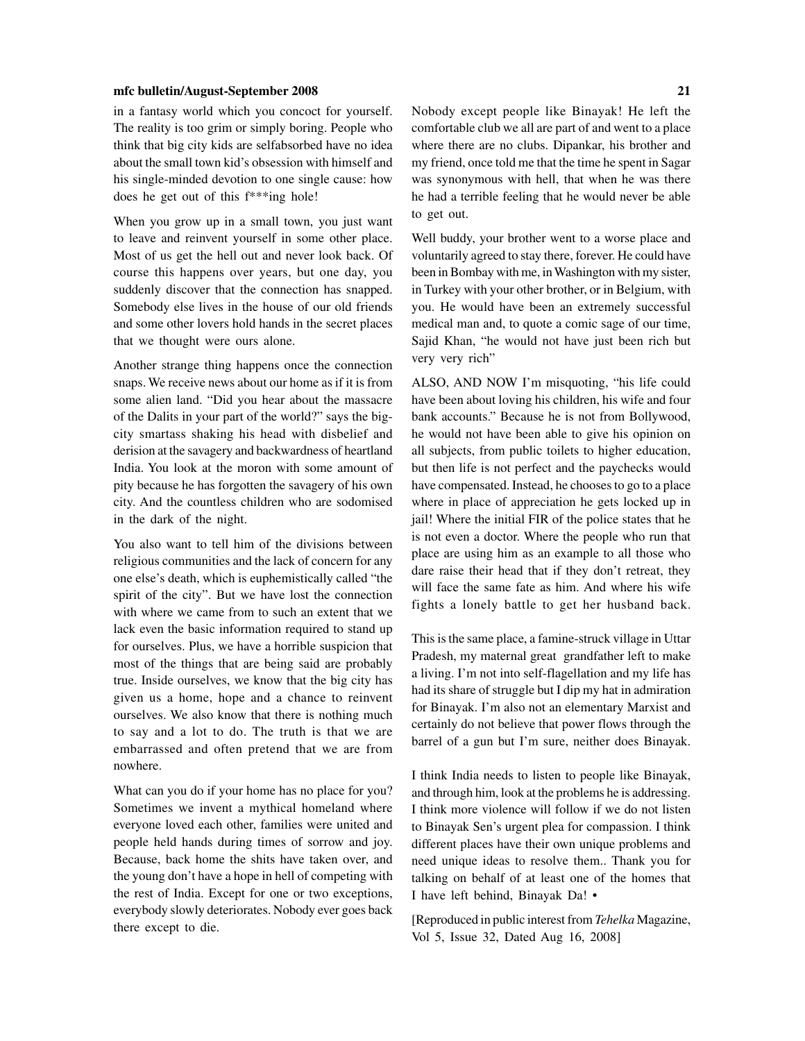in a fantasy world which you concoct for yourself. The reality is too grim or simply boring. People who think that big city kids are selfabsorbed have no idea about the small town kid's obsession with himself and his single-minded devotion to one single cause: how does he get out of this f***ing hole!

When you grow up in a small town, you just want to leave and reinvent yourself in some other place. Most of us get the hell out and never look back. Of course this happens over years, but one day, you suddenly discover that the connection has snapped. Somebody else lives in the house of our old friends and some other lovers hold hands in the secret places that we thought were ours alone.

Another strange thing happens once the connection snaps. We receive news about our home as if it is from some alien land. "Did you hear about the massacre of the Dalits in your part of the world?" says the big-city smartass shaking his head with disbelief and derision at the savagery and backwardness of heartland India. You look at the moron with some amount of pity because he has forgotten the savagery of his own city. And the countless children who are sodomised in the dark of the night.

You also want to tell him of the divisions between religious communities and the lack of concern for any one else's death, which is euphemistically called "the spirit of the city". But we have lost the connection with where we came from to such an extent that we lack even the basic information required to stand up for ourselves. Plus, we have a horrible suspicion that most of the things that are being said are probably true. Inside ourselves, we know that the big city has given us a home, hope and a chance to reinvent ourselves. We also know that there is nothing much to say and a lot to do. The truth is that we are embarrassed and often pretend that we are from nowhere.

What can you do if your home has no place for you? Sometimes we invent a mythical homeland where everyone loved each other, families were united and people held hands during times of sorrow and joy. Because, back home the shits have taken over, and the young don't have a hope in hell of competing with the rest of India. Except for one or two exceptions, everybody slowly deteriorates. Nobody ever goes back there except to die.

Nobody except people like Binayak! He left the comfortable club we all are part of and went to a place where there are no clubs. Dipankar, his brother and my friend, once told me that the time he spent in Sagar was synonymous with hell, that when he was there he had a terrible feeling that he would never be able to get out.

Well buddy, your brother went to a worse place and voluntarily agreed to stay there, forever. He could have been in Bombay with me, in Washington with my sister, in Turkey with your other brother, or in Belgium, with you. He would have been an extremely successful medical man and, to quote a comic sage of our time, Sajid Khan, "he would not have just been rich but very very rich"

ALSO, AND NOW I'm misquoting, "his life could have been about loving his children, his wife and four bank accounts." Because he is not from Bollywood, he would not have been able to give his opinion on all subjects, from public toilets to higher education, but then life is not perfect and the paychecks would have compensated. Instead, he chooses to go to a place where in place of appreciation he gets locked up in jail! Where the initial FIR of the police states that he is not even a doctor. Where the people who run that place are using him as an example to all those who dare raise their head that if they don't retreat, they will face the same fate as him. And where his wife fights a lonely battle to get her husband back.

This is the same place, a famine-struck village in Uttar Pradesh, my maternal great grandfather left to make a living. I'm not into self-flagellation and my life has had its share of struggle but I dip my hat in admiration for Binayak. I'm also not an elementary Marxist and certainly do not believe that power flows through the barrel of a gun but I'm sure, neither does Binayak.

I think India needs to listen to people like Binayak, and through him, look at the problems he is addressing. I think more violence will follow if we do not listen to Binayak Sen's urgent plea for compassion. I think different places have their own unique problems and need unique ideas to resolve them.. Thank you for talking on behalf of at least one of the homes that I have left behind, Binayak Da! •

[Reproduced in public interest from *Tehelka* Magazine, Vol 5, Issue 32, Dated Aug 16, 2008]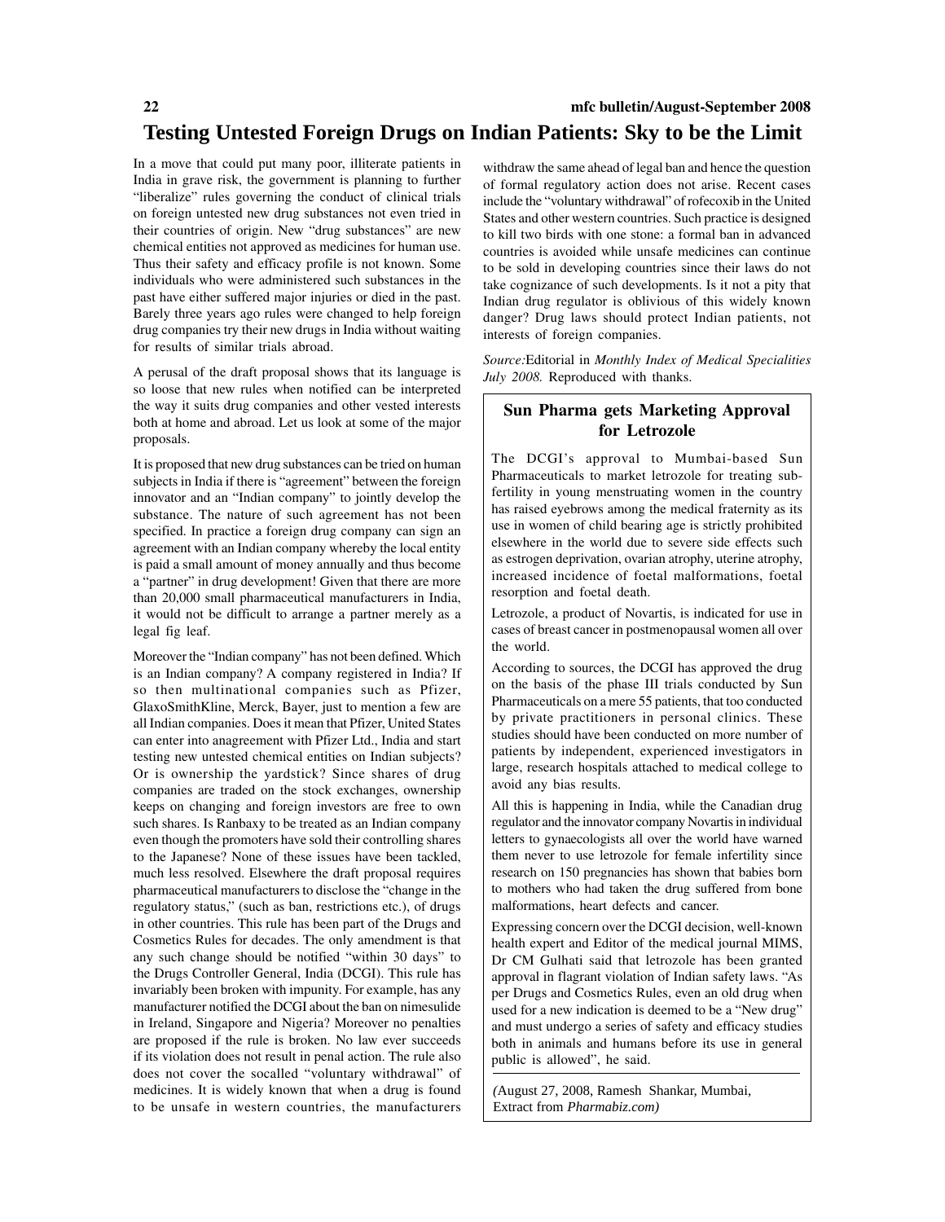# Testing Untested Foreign Drugs on Indian Patients: Sky to be the Limit

In a move that could put many poor, illiterate patients in India in grave risk, the government is planning to further "liberalize" rules governing the conduct of clinical trials on foreign untested new drug substances not even tried in their countries of origin. New "drug substances" are new chemical entities not approved as medicines for human use. Thus their safety and efficacy profile is not known. Some individuals who were administered such substances in the past have either suffered major injuries or died in the past. Barely three years ago rules were changed to help foreign drug companies try their new drugs in India without waiting for results of similar trials abroad.

A perusal of the draft proposal shows that its language is so loose that new rules when notified can be interpreted the way it suits drug companies and other vested interests both at home and abroad. Let us look at some of the major proposals.

It is proposed that new drug substances can be tried on human subjects in India if there is "agreement" between the foreign innovator and an "Indian company" to jointly develop the substance. The nature of such agreement has not been specified. In practice a foreign drug company can sign an agreement with an Indian company whereby the local entity is paid a small amount of money annually and thus become a "partner" in drug development! Given that there are more than 20,000 small pharmaceutical manufacturers in India, it would not be difficult to arrange a partner merely as a legal fig leaf.

Moreover the "Indian company" has not been defined. Which is an Indian company? A company registered in India? If so then multinational companies such as Pfizer, GlaxoSmithKline, Merck, Bayer, just to mention a few are all Indian companies. Does it mean that Pfizer, United States can enter into anagreement with Pfizer Ltd., India and start testing new untested chemical entities on Indian subjects? Or is ownership the yardstick? Since shares of drug companies are traded on the stock exchanges, ownership keeps on changing and foreign investors are free to own such shares. Is Ranbaxy to be treated as an Indian company even though the promoters have sold their controlling shares to the Japanese? None of these issues have been tackled, much less resolved. Elsewhere the draft proposal requires pharmaceutical manufacturers to disclose the "change in the regulatory status," (such as ban, restrictions etc.), of drugs in other countries. This rule has been part of the Drugs and Cosmetics Rules for decades. The only amendment is that any such change should be notified "within 30 days" to the Drugs Controller General, India (DCGI). This rule has invariably been broken with impunity. For example, has any manufacturer notified the DCGI about the ban on nimesulide in Ireland, Singapore and Nigeria? Moreover no penalties are proposed if the rule is broken. No law ever succeeds if its violation does not result in penal action. The rule also does not cover the socalled "voluntary withdrawal" of medicines. It is widely known that when a drug is found to be unsafe in western countries, the manufacturers withdraw the same ahead of legal ban and hence the question of formal regulatory action does not arise. Recent cases include the "voluntary withdrawal" of rofecoxib in the United States and other western countries. Such practice is designed to kill two birds with one stone: a formal ban in advanced countries is avoided while unsafe medicines can continue to be sold in developing countries since their laws do not take cognizance of such developments. Is it not a pity that Indian drug regulator is oblivious of this widely known danger? Drug laws should protect Indian patients, not interests of foreign companies.

*Source:*Editorial in *Monthly Index of Medical Specialities July 2008.* Reproduced with thanks.

## Sun Pharma gets Marketing Approval for Letrozole

The DCGI's approval to Mumbai-based Sun Pharmaceuticals to market letrozole for treating sub-fertility in young menstruating women in the country has raised eyebrows among the medical fraternity as its use in women of child bearing age is strictly prohibited elsewhere in the world due to severe side effects such as estrogen deprivation, ovarian atrophy, uterine atrophy, increased incidence of foetal malformations, foetal resorption and foetal death.

Letrozole, a product of Novartis, is indicated for use in cases of breast cancer in postmenopausal women all over the world.

According to sources, the DCGI has approved the drug on the basis of the phase III trials conducted by Sun Pharmaceuticals on a mere 55 patients, that too conducted by private practitioners in personal clinics. These studies should have been conducted on more number of patients by independent, experienced investigators in large, research hospitals attached to medical college to avoid any bias results.

All this is happening in India, while the Canadian drug regulator and the innovator company Novartis in individual letters to gynaecologists all over the world have warned them never to use letrozole for female infertility since research on 150 pregnancies has shown that babies born to mothers who had taken the drug suffered from bone malformations, heart defects and cancer.

Expressing concern over the DCGI decision, well-known health expert and Editor of the medical journal MIMS, Dr CM Gulhati said that letrozole has been granted approval in flagrant violation of Indian safety laws. "As per Drugs and Cosmetics Rules, even an old drug when used for a new indication is deemed to be a "New drug" and must undergo a series of safety and efficacy studies both in animals and humans before its use in general public is allowed", he said.

*(*August 27, 2008, Ramesh Shankar, Mumbai, Extract from *Pharmabiz.com)*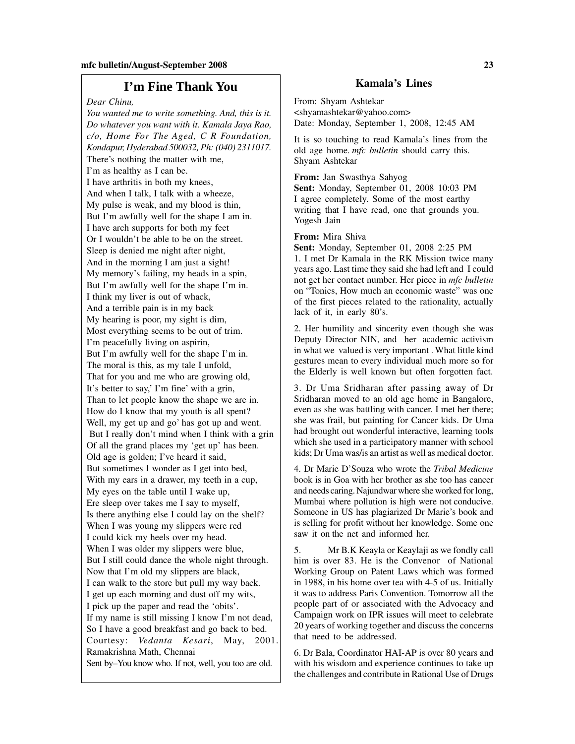## I'm Fine Thank You

*Dear Chinu,*

*You wanted me to write something. And, this is it. Do whatever you want with it. Kamala Jaya Rao, c/o, Home For The Aged, C R Foundation, Kondapur, Hyderabad 500032, Ph: (040) 2311017.*

There's nothing the matter with me,
I'm as healthy as I can be.
I have arthritis in both my knees,
And when I talk, I talk with a wheeze,
My pulse is weak, and my blood is thin,
But I'm awfully well for the shape I am in.
I have arch supports for both my feet
Or I wouldn't be able to be on the street.
Sleep is denied me night after night,
And in the morning I am just a sight!
My memory's failing, my heads in a spin,
But I'm awfully well for the shape I'm in.
I think my liver is out of whack,
And a terrible pain is in my back
My hearing is poor, my sight is dim,
Most everything seems to be out of trim.
I'm peacefully living on aspirin,
But I'm awfully well for the shape I'm in.
The moral is this, as my tale I unfold,
That for you and me who are growing old,
It's better to say,' I'm fine' with a grin,
Than to let people know the shape we are in.
How do I know that my youth is all spent?
Well, my get up and go' has got up and went.
But I really don't mind when I think with a grin
Of all the grand places my 'get up' has been.
Old age is golden; I've heard it said,
But sometimes I wonder as I get into bed,
With my ears in a drawer, my teeth in a cup,
My eyes on the table until I wake up,
Ere sleep over takes me I say to myself,
Is there anything else I could lay on the shelf?
When I was young my slippers were red
I could kick my heels over my head.
When I was older my slippers were blue,
But I still could dance the whole night through.
Now that I'm old my slippers are black,
I can walk to the store but pull my way back.
I get up each morning and dust off my wits,
I pick up the paper and read the 'obits'.
If my name is still missing I know I'm not dead,
So I have a good breakfast and go back to bed.

Courtesy: *Vedanta Kesari*, May, 2001. Ramakrishna Math, Chennai

Sent by–You know who. If not, well, you too are old.

## Kamala's Lines

From: Shyam Ashtekar
<shyamashtekar@yahoo.com>
Date: Monday, September 1, 2008, 12:45 AM

It is so touching to read Kamala's lines from the old age home. *mfc bulletin* should carry this.
Shyam Ashtekar

**From:** Jan Swasthya Sahyog
**Sent:** Monday, September 01, 2008 10:03 PM
I agree completely. Some of the most earthy writing that I have read, one that grounds you.
Yogesh Jain

**From:** Mira Shiva
**Sent:** Monday, September 01, 2008 2:25 PM

1. I met Dr Kamala in the RK Mission twice many years ago. Last time they said she had left and I could not get her contact number. Her piece in *mfc bulletin* on "Tonics, How much an economic waste" was one of the first pieces related to the rationality, actually lack of it, in early 80's.

2. Her humility and sincerity even though she was Deputy Director NIN, and her academic activism in what we valued is very important . What little kind gestures mean to every individual much more so for the Elderly is well known but often forgotten fact.

3. Dr Uma Sridharan after passing away of Dr Sridharan moved to an old age home in Bangalore, even as she was battling with cancer. I met her there; she was frail, but painting for Cancer kids. Dr Uma had brought out wonderful interactive, learning tools which she used in a participatory manner with school kids; Dr Uma was/is an artist as well as medical doctor.

4. Dr Marie D'Souza who wrote the *Tribal Medicine* book is in Goa with her brother as she too has cancer and needs caring. Najundwar where she worked for long, Mumbai where pollution is high were not conducive. Someone in US has plagiarized Dr Marie's book and is selling for profit without her knowledge. Some one saw it on the net and informed her.

5. Mr B.K Keayla or Keaylaji as we fondly call him is over 83. He is the Convenor of National Working Group on Patent Laws which was formed in 1988, in his home over tea with 4-5 of us. Initially it was to address Paris Convention. Tomorrow all the people part of or associated with the Advocacy and Campaign work on IPR issues will meet to celebrate 20 years of working together and discuss the concerns that need to be addressed.

6. Dr Bala, Coordinator HAI-AP is over 80 years and with his wisdom and experience continues to take up the challenges and contribute in Rational Use of Drugs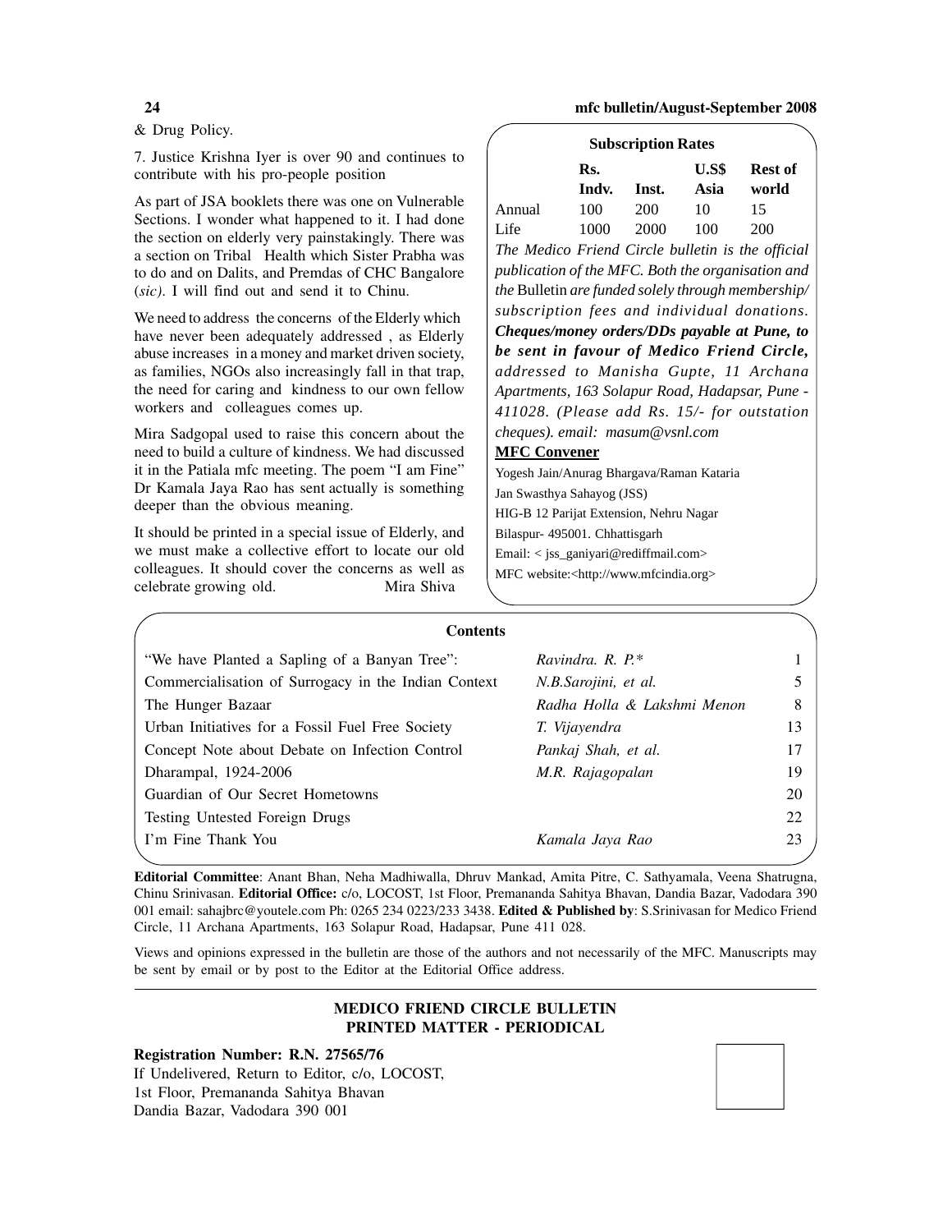& Drug Policy.

7. Justice Krishna Iyer is over 90 and continues to contribute with his pro-people position

As part of JSA booklets there was one on Vulnerable Sections. I wonder what happened to it. I had done the section on elderly very painstakingly. There was a section on Tribal Health which Sister Prabha was to do and on Dalits, and Premdas of CHC Bangalore (*sic*). I will find out and send it to Chinu.

We need to address the concerns of the Elderly which have never been adequately addressed , as Elderly abuse increases in a money and market driven society, as families, NGOs also increasingly fall in that trap, the need for caring and kindness to our own fellow workers and colleagues comes up.

Mira Sadgopal used to raise this concern about the need to build a culture of kindness. We had discussed it in the Patiala mfc meeting. The poem "I am Fine" Dr Kamala Jaya Rao has sent actually is something deeper than the obvious meaning.

It should be printed in a special issue of Elderly, and we must make a collective effort to locate our old colleagues. It should cover the concerns as well as celebrate growing old.

Mira Shiva

**Subscription Rates**

| | Rs. Indv. | Inst. | U.S$ Asia | Rest of world |
|---|---|---|---|---|
| Annual | 100 | 200 | 10 | 15 |
| Life | 1000 | 2000 | 100 | 200 |

*The Medico Friend Circle bulletin is the official publication of the MFC. Both the organisation and the* Bulletin *are funded solely through membership/ subscription fees and individual donations.* ***Cheques/money orders/DDs payable at Pune, to be sent in favour of Medico Friend Circle,*** *addressed to Manisha Gupte, 11 Archana Apartments, 163 Solapur Road, Hadapsar, Pune - 411028. (Please add Rs. 15/- for outstation cheques). email: masum@vsnl.com*

**MFC Convener**

Yogesh Jain/Anurag Bhargava/Raman Kataria
Jan Swasthya Sahayog (JSS)
HIG-B 12 Parijat Extension, Nehru Nagar
Bilaspur- 495001. Chhattisgarh
Email: < jss_ganiyari@rediffmail.com>
MFC website:<http://www.mfcindia.org>

**Contents**

| | | |
|---|---|---|
| "We have Planted a Sapling of a Banyan Tree": | *Ravindra. R. P.** | 1 |
| Commercialisation of Surrogacy in the Indian Context | *N.B.Sarojini, et al.* | 5 |
| The Hunger Bazaar | *Radha Holla & Lakshmi Menon* | 8 |
| Urban Initiatives for a Fossil Fuel Free Society | *T. Vijayendra* | 13 |
| Concept Note about Debate on Infection Control | *Pankaj Shah, et al.* | 17 |
| Dharampal, 1924-2006 | *M.R. Rajagopalan* | 19 |
| Guardian of Our Secret Hometowns | | 20 |
| Testing Untested Foreign Drugs | | 22 |
| I'm Fine Thank You | *Kamala Jaya Rao* | 23 |

**Editorial Committee**: Anant Bhan, Neha Madhiwalla, Dhruv Mankad, Amita Pitre, C. Sathyamala, Veena Shatrugna, Chinu Srinivasan. **Editorial Office:** c/o, LOCOST, 1st Floor, Premananda Sahitya Bhavan, Dandia Bazar, Vadodara 390 001 email: sahajbrc@youtele.com Ph: 0265 234 0223/233 3438. **Edited & Published by**: S.Srinivasan for Medico Friend Circle, 11 Archana Apartments, 163 Solapur Road, Hadapsar, Pune 411 028.

Views and opinions expressed in the bulletin are those of the authors and not necessarily of the MFC. Manuscripts may be sent by email or by post to the Editor at the Editorial Office address.

**MEDICO FRIEND CIRCLE BULLETIN**
**PRINTED MATTER - PERIODICAL**

**Registration Number: R.N. 27565/76**
If Undelivered, Return to Editor, c/o, LOCOST,
1st Floor, Premananda Sahitya Bhavan
Dandia Bazar, Vadodara 390 001